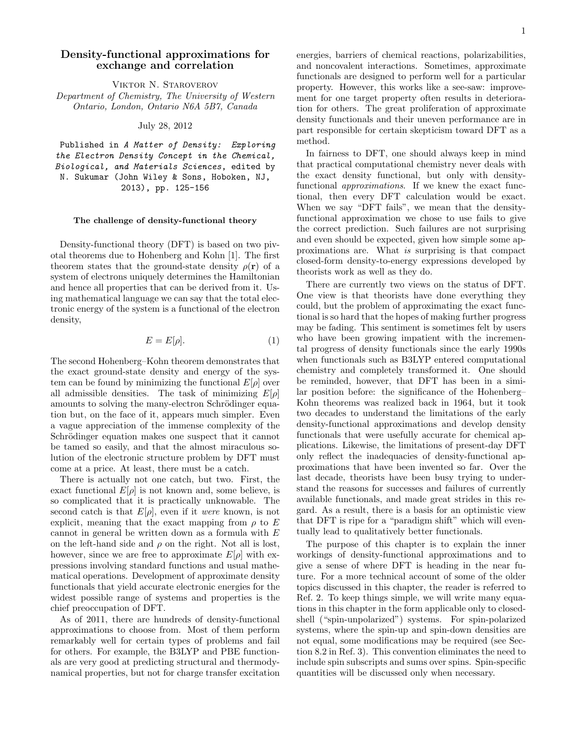# Density-functional approximations for exchange and correlation

Viktor N. Staroverov

*Department of Chemistry, The University of Western Ontario, London, Ontario N6A 5B7, Canada*

July 28, 2012

Published in *A Matter of Density: Exploring the Electron Density Concept in the Chemical, Biological, and Materials Sciences*, edited by N. Sukumar (John Wiley & Sons, Hoboken, NJ, 2013), pp. 125-156

### The challenge of density-functional theory

Density-functional theory (DFT) is based on two pivotal theorems due to Hohenberg and Kohn [1]. The first theorem states that the ground-state density $\rho(\mathbf{r})$ of a system of electrons uniquely determines the Hamiltonian and hence all properties that can be derived from it. Using mathematical language we can say that the total electronic energy of the system is a functional of the electron density,

$$E = E[\rho]. \tag{1}$$

The second Hohenberg–Kohn theorem demonstrates that the exact ground-state density and energy of the system can be found by minimizing the functional $E[\rho]$ over all admissible densities. The task of minimizing $E[\rho]$ amounts to solving the many-electron Schrödinger equation but, on the face of it, appears much simpler. Even a vague appreciation of the immense complexity of the Schrödinger equation makes one suspect that it cannot be tamed so easily, and that the almost miraculous solution of the electronic structure problem by DFT must come at a price. At least, there must be a catch.

There is actually not one catch, but two. First, the exact functional $E[\rho]$ is not known and, some believe, is so complicated that it is practically unknowable. The second catch is that $E[\rho]$, even if it *were* known, is not explicit, meaning that the exact mapping from $\rho$ to $E$ cannot in general be written down as a formula with $E$ on the left-hand side and $\rho$ on the right. Not all is lost, however, since we are free to approximate $E[\rho]$ with expressions involving standard functions and usual mathematical operations. Development of approximate density functionals that yield accurate electronic energies for the widest possible range of systems and properties is the chief preoccupation of DFT.

As of 2011, there are hundreds of density-functional approximations to choose from. Most of them perform remarkably well for certain types of problems and fail for others. For example, the B3LYP and PBE functionals are very good at predicting structural and thermodynamical properties, but not for charge transfer excitation energies, barriers of chemical reactions, polarizabilities, and noncovalent interactions. Sometimes, approximate functionals are designed to perform well for a particular property. However, this works like a see-saw: improvement for one target property often results in deterioration for others. The great proliferation of approximate density functionals and their uneven performance are in part responsible for certain skepticism toward DFT as a method.

In fairness to DFT, one should always keep in mind that practical computational chemistry never deals with the exact density functional, but only with density-functional *approximations*. If we knew the exact functional, then every DFT calculation would be exact. When we say "DFT fails", we mean that the density-functional approximation we chose to use fails to give the correct prediction. Such failures are not surprising and even should be expected, given how simple some approximations are. What *is* surprising is that compact closed-form density-to-energy expressions developed by theorists work as well as they do.

There are currently two views on the status of DFT. One view is that theorists have done everything they could, but the problem of approximating the exact functional is so hard that the hopes of making further progress may be fading. This sentiment is sometimes felt by users who have been growing impatient with the incremental progress of density functionals since the early 1990s when functionals such as B3LYP entered computational chemistry and completely transformed it. One should be reminded, however, that DFT has been in a similar position before: the significance of the Hohenberg–Kohn theorems was realized back in 1964, but it took two decades to understand the limitations of the early density-functional approximations and develop density functionals that were usefully accurate for chemical applications. Likewise, the limitations of present-day DFT only reflect the inadequacies of density-functional approximations that have been invented so far. Over the last decade, theorists have been busy trying to understand the reasons for successes and failures of currently available functionals, and made great strides in this regard. As a result, there is a basis for an optimistic view that DFT is ripe for a "paradigm shift" which will eventually lead to qualitatively better functionals.

The purpose of this chapter is to explain the inner workings of density-functional approximations and to give a sense of where DFT is heading in the near future. For a more technical account of some of the older topics discussed in this chapter, the reader is referred to Ref. 2. To keep things simple, we will write many equations in this chapter in the form applicable only to closed-shell ("spin-unpolarized") systems. For spin-polarized systems, where the spin-up and spin-down densities are not equal, some modifications may be required (see Section 8.2 in Ref. 3). This convention eliminates the need to include spin subscripts and sums over spins. Spin-specific quantities will be discussed only when necessary.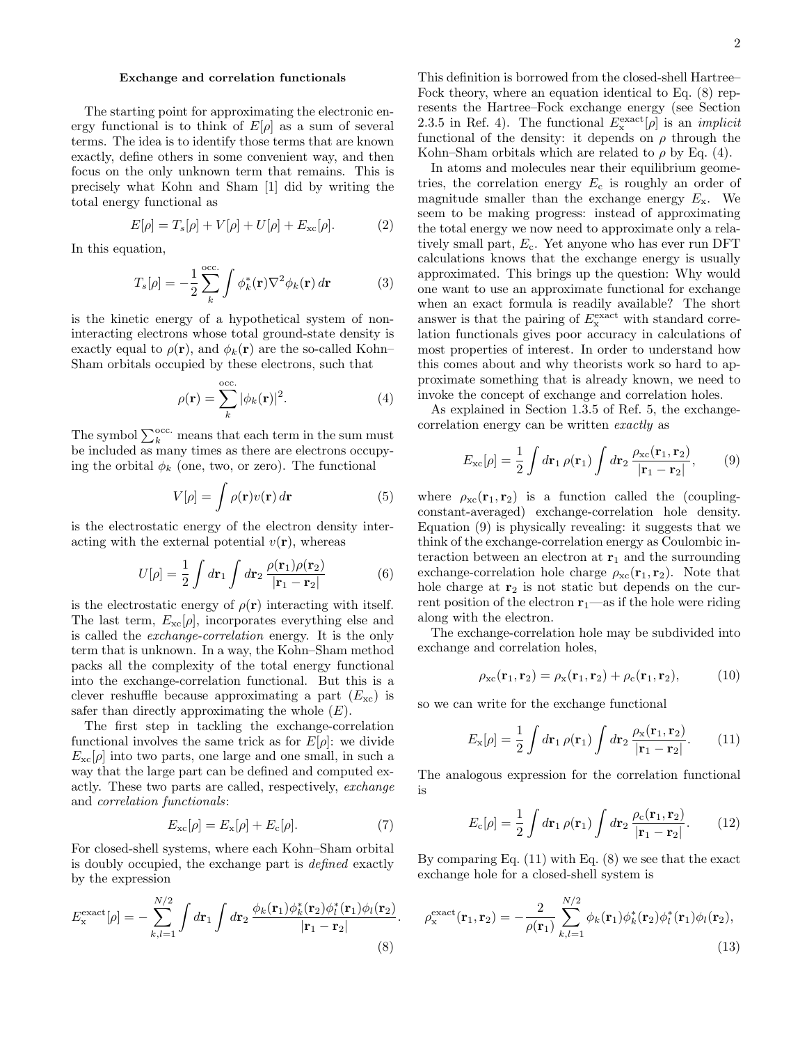### Exchange and correlation functionals

The starting point for approximating the electronic energy functional is to think of $E[\rho]$ as a sum of several terms. The idea is to identify those terms that are known exactly, define others in some convenient way, and then focus on the only unknown term that remains. This is precisely what Kohn and Sham [1] did by writing the total energy functional as

$$E[\rho] = T_s[\rho] + V[\rho] + U[\rho] + E_{\mathrm{xc}}[\rho]. \tag{2}$$

In this equation,

$$T_s[\rho] = -\frac{1}{2}\sum_{k}^{\mathrm{occ.}} \int \phi_k^*(\mathbf{r})\nabla^2\phi_k(\mathbf{r})\, d\mathbf{r} \tag{3}$$

is the kinetic energy of a hypothetical system of noninteracting electrons whose total ground-state density is exactly equal to $\rho(\mathbf{r})$, and $\phi_k(\mathbf{r})$ are the so-called Kohn–Sham orbitals occupied by these electrons, such that

$$\rho(\mathbf{r}) = \sum_{k}^{\mathrm{occ.}} |\phi_k(\mathbf{r})|^2. \tag{4}$$

The symbol $\sum_k^{\mathrm{occ.}}$ means that each term in the sum must be included as many times as there are electrons occupying the orbital $\phi_k$ (one, two, or zero). The functional

$$V[\rho] = \int \rho(\mathbf{r})v(\mathbf{r})\, d\mathbf{r} \tag{5}$$

is the electrostatic energy of the electron density interacting with the external potential $v(\mathbf{r})$, whereas

$$U[\rho] = \frac{1}{2}\int d\mathbf{r}_1 \int d\mathbf{r}_2\, \frac{\rho(\mathbf{r}_1)\rho(\mathbf{r}_2)}{|\mathbf{r}_1 - \mathbf{r}_2|} \tag{6}$$

is the electrostatic energy of $\rho(\mathbf{r})$ interacting with itself. The last term, $E_{\mathrm{xc}}[\rho]$, incorporates everything else and is called the *exchange-correlation* energy. It is the only term that is unknown. In a way, the Kohn–Sham method packs all the complexity of the total energy functional into the exchange-correlation functional. But this is a clever reshuffle because approximating a part ($E_{\mathrm{xc}}$) is safer than directly approximating the whole ($E$).

The first step in tackling the exchange-correlation functional involves the same trick as for $E[\rho]$: we divide $E_{\mathrm{xc}}[\rho]$ into two parts, one large and one small, in such a way that the large part can be defined and computed exactly. These two parts are called, respectively, *exchange* and *correlation functionals*:

$$E_{\mathrm{xc}}[\rho] = E_{\mathrm{x}}[\rho] + E_{\mathrm{c}}[\rho]. \tag{7}$$

For closed-shell systems, where each Kohn–Sham orbital is doubly occupied, the exchange part is *defined* exactly by the expression

$$E_{\mathrm{x}}^{\mathrm{exact}}[\rho] = -\sum_{k,l=1}^{N/2} \int d\mathbf{r}_1 \int d\mathbf{r}_2\, \frac{\phi_k(\mathbf{r}_1)\phi_k^*(\mathbf{r}_2)\phi_l^*(\mathbf{r}_1)\phi_l(\mathbf{r}_2)}{|\mathbf{r}_1 - \mathbf{r}_2|}. \tag{8}$$

This definition is borrowed from the closed-shell Hartree–Fock theory, where an equation identical to Eq. (8) represents the Hartree–Fock exchange energy (see Section 2.3.5 in Ref. 4). The functional $E_{\mathrm{x}}^{\mathrm{exact}}[\rho]$ is an *implicit* functional of the density: it depends on $\rho$ through the Kohn–Sham orbitals which are related to $\rho$ by Eq. (4).

In atoms and molecules near their equilibrium geometries, the correlation energy $E_{\mathrm{c}}$ is roughly an order of magnitude smaller than the exchange energy $E_{\mathrm{x}}$. We seem to be making progress: instead of approximating the total energy we now need to approximate only a relatively small part, $E_{\mathrm{c}}$. Yet anyone who has ever run DFT calculations knows that the exchange energy is usually approximated. This brings up the question: Why would one want to use an approximate functional for exchange when an exact formula is readily available? The short answer is that the pairing of $E_{\mathrm{x}}^{\mathrm{exact}}$ with standard correlation functionals gives poor accuracy in calculations of most properties of interest. In order to understand how this comes about and why theorists work so hard to approximate something that is already known, we need to invoke the concept of exchange and correlation holes.

As explained in Section 1.3.5 of Ref. 5, the exchange-correlation energy can be written *exactly* as

$$E_{\mathrm{xc}}[\rho] = \frac{1}{2}\int d\mathbf{r}_1\, \rho(\mathbf{r}_1) \int d\mathbf{r}_2\, \frac{\rho_{\mathrm{xc}}(\mathbf{r}_1, \mathbf{r}_2)}{|\mathbf{r}_1 - \mathbf{r}_2|}, \tag{9}$$

where $\rho_{\mathrm{xc}}(\mathbf{r}_1, \mathbf{r}_2)$ is a function called the (coupling-constant-averaged) exchange-correlation hole density. Equation (9) is physically revealing: it suggests that we think of the exchange-correlation energy as Coulombic interaction between an electron at $\mathbf{r}_1$ and the surrounding exchange-correlation hole charge $\rho_{\mathrm{xc}}(\mathbf{r}_1, \mathbf{r}_2)$. Note that hole charge at $\mathbf{r}_2$ is not static but depends on the current position of the electron $\mathbf{r}_1$—as if the hole were riding along with the electron.

The exchange-correlation hole may be subdivided into exchange and correlation holes,

$$\rho_{\mathrm{xc}}(\mathbf{r}_1, \mathbf{r}_2) = \rho_{\mathrm{x}}(\mathbf{r}_1, \mathbf{r}_2) + \rho_{\mathrm{c}}(\mathbf{r}_1, \mathbf{r}_2), \tag{10}$$

so we can write for the exchange functional

$$E_{\mathrm{x}}[\rho] = \frac{1}{2}\int d\mathbf{r}_1\, \rho(\mathbf{r}_1) \int d\mathbf{r}_2\, \frac{\rho_{\mathrm{x}}(\mathbf{r}_1, \mathbf{r}_2)}{|\mathbf{r}_1 - \mathbf{r}_2|}. \tag{11}$$

The analogous expression for the correlation functional is

$$E_{\mathrm{c}}[\rho] = \frac{1}{2}\int d\mathbf{r}_1\, \rho(\mathbf{r}_1) \int d\mathbf{r}_2\, \frac{\rho_{\mathrm{c}}(\mathbf{r}_1, \mathbf{r}_2)}{|\mathbf{r}_1 - \mathbf{r}_2|}. \tag{12}$$

By comparing Eq. (11) with Eq. (8) we see that the exact exchange hole for a closed-shell system is

$$\rho_{\mathrm{x}}^{\mathrm{exact}}(\mathbf{r}_1, \mathbf{r}_2) = -\frac{2}{\rho(\mathbf{r}_1)}\sum_{k,l=1}^{N/2} \phi_k(\mathbf{r}_1)\phi_k^*(\mathbf{r}_2)\phi_l^*(\mathbf{r}_1)\phi_l(\mathbf{r}_2), \tag{13}$$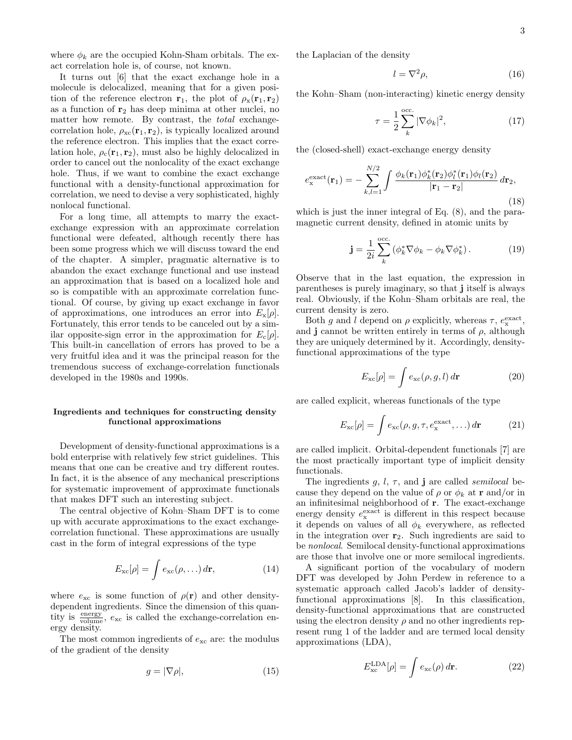where $\phi_k$ are the occupied Kohn-Sham orbitals. The exact correlation hole is, of course, not known.

It turns out [6] that the exact exchange hole in a molecule is delocalized, meaning that for a given position of the reference electron $\mathbf{r}_1$, the plot of $\rho_{\mathrm{x}}(\mathbf{r}_1, \mathbf{r}_2)$ as a function of $\mathbf{r}_2$ has deep minima at other nuclei, no matter how remote. By contrast, the *total* exchange-correlation hole, $\rho_{\mathrm{xc}}(\mathbf{r}_1, \mathbf{r}_2)$, is typically localized around the reference electron. This implies that the exact correlation hole, $\rho_{\mathrm{c}}(\mathbf{r}_1, \mathbf{r}_2)$, must also be highly delocalized in order to cancel out the nonlocality of the exact exchange hole. Thus, if we want to combine the exact exchange functional with a density-functional approximation for correlation, we need to devise a very sophisticated, highly nonlocal functional.

For a long time, all attempts to marry the exact-exchange expression with an approximate correlation functional were defeated, although recently there has been some progress which we will discuss toward the end of the chapter. A simpler, pragmatic alternative is to abandon the exact exchange functional and use instead an approximation that is based on a localized hole and so is compatible with an approximate correlation functional. Of course, by giving up exact exchange in favor of approximations, one introduces an error into $E_{\mathrm{x}}[\rho]$. Fortunately, this error tends to be canceled out by a similar opposite-sign error in the approximation for $E_{\mathrm{c}}[\rho]$. This built-in cancellation of errors has proved to be a very fruitful idea and it was the principal reason for the tremendous success of exchange-correlation functionals developed in the 1980s and 1990s.

## Ingredients and techniques for constructing density functional approximations

Development of density-functional approximations is a bold enterprise with relatively few strict guidelines. This means that one can be creative and try different routes. In fact, it is the absence of any mechanical prescriptions for systematic improvement of approximate functionals that makes DFT such an interesting subject.

The central objective of Kohn–Sham DFT is to come up with accurate approximations to the exact exchange-correlation functional. These approximations are usually cast in the form of integral expressions of the type

$$E_{\mathrm{xc}}[\rho] = \int e_{\mathrm{xc}}(\rho, \ldots)\, d\mathbf{r}, \tag{14}$$

where $e_{\mathrm{xc}}$ is some function of $\rho(\mathbf{r})$ and other density-dependent ingredients. Since the dimension of this quantity is $\frac{\text{energy}}{\text{volume}}$, $e_{\mathrm{xc}}$ is called the exchange-correlation energy density.

The most common ingredients of $e_{\mathrm{xc}}$ are: the modulus of the gradient of the density

$$g = |\nabla\rho|, \tag{15}$$

the Laplacian of the density

$$l = \nabla^2\rho, \tag{16}$$

the Kohn–Sham (non-interacting) kinetic energy density

$$\tau = \frac{1}{2}\sum_{k}^{\text{occ.}} |\nabla\phi_k|^2, \tag{17}$$

the (closed-shell) exact-exchange energy density

$$e_{\mathrm{x}}^{\text{exact}}(\mathbf{r}_1) = -\sum_{k,l=1}^{N/2} \int \frac{\phi_k(\mathbf{r}_1)\phi_k^*(\mathbf{r}_2)\phi_l^*(\mathbf{r}_1)\phi_l(\mathbf{r}_2)}{|\mathbf{r}_1 - \mathbf{r}_2|}\, d\mathbf{r}_2, \tag{18}$$

which is just the inner integral of Eq. (8), and the paramagnetic current density, defined in atomic units by

$$\mathbf{j} = \frac{1}{2i}\sum_{k}^{\text{occ.}} \left(\phi_k^*\nabla\phi_k - \phi_k\nabla\phi_k^*\right). \tag{19}$$

Observe that in the last equation, the expression in parentheses is purely imaginary, so that $\mathbf{j}$ itself is always real. Obviously, if the Kohn–Sham orbitals are real, the current density is zero.

Both $g$ and $l$ depend on $\rho$ explicitly, whereas $\tau$, $e_{\mathrm{x}}^{\text{exact}}$, and $\mathbf{j}$ cannot be written entirely in terms of $\rho$, although they are uniquely determined by it. Accordingly, density-functional approximations of the type

$$E_{\mathrm{xc}}[\rho] = \int e_{\mathrm{xc}}(\rho, g, l)\, d\mathbf{r} \tag{20}$$

are called explicit, whereas functionals of the type

$$E_{\mathrm{xc}}[\rho] = \int e_{\mathrm{xc}}(\rho, g, \tau, e_{\mathrm{x}}^{\text{exact}}, \ldots)\, d\mathbf{r} \tag{21}$$

are called implicit. Orbital-dependent functionals [7] are the most practically important type of implicit density functionals.

The ingredients $g$, $l$, $\tau$, and $\mathbf{j}$ are called *semilocal* because they depend on the value of $\rho$ or $\phi_k$ at $\mathbf{r}$ and/or in an infinitesimal neighborhood of $\mathbf{r}$. The exact-exchange energy density $e_{\mathrm{x}}^{\text{exact}}$ is different in this respect because it depends on values of all $\phi_k$ everywhere, as reflected in the integration over $\mathbf{r}_2$. Such ingredients are said to be *nonlocal*. Semilocal density-functional approximations are those that involve one or more semilocal ingredients.

A significant portion of the vocabulary of modern DFT was developed by John Perdew in reference to a systematic approach called Jacob's ladder of density-functional approximations [8]. In this classification, density-functional approximations that are constructed using the electron density $\rho$ and no other ingredients represent rung 1 of the ladder and are termed local density approximations (LDA),

$$E_{\mathrm{xc}}^{\text{LDA}}[\rho] = \int e_{\mathrm{xc}}(\rho)\, d\mathbf{r}. \tag{22}$$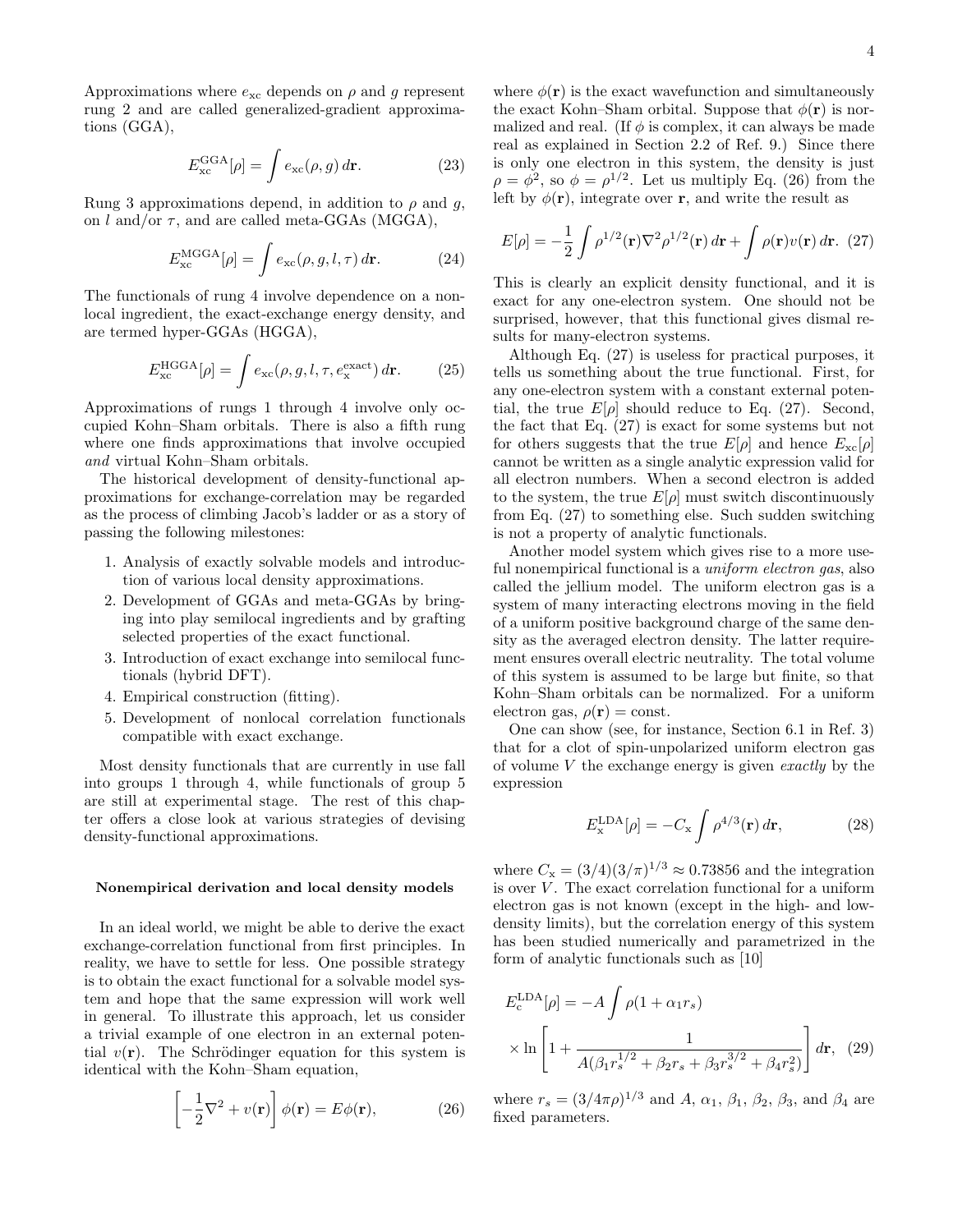Approximations where $e_{\mathrm{xc}}$ depends on $\rho$ and $g$ represent rung 2 and are called generalized-gradient approximations (GGA),

$$E_{\mathrm{xc}}^{\mathrm{GGA}}[\rho] = \int e_{\mathrm{xc}}(\rho, g)\, d\mathbf{r}. \tag{23}$$

Rung 3 approximations depend, in addition to $\rho$ and $g$, on $l$ and/or $\tau$, and are called meta-GGAs (MGGA),

$$E_{\mathrm{xc}}^{\mathrm{MGGA}}[\rho] = \int e_{\mathrm{xc}}(\rho, g, l, \tau)\, d\mathbf{r}. \tag{24}$$

The functionals of rung 4 involve dependence on a nonlocal ingredient, the exact-exchange energy density, and are termed hyper-GGAs (HGGA),

$$E_{\mathrm{xc}}^{\mathrm{HGGA}}[\rho] = \int e_{\mathrm{xc}}(\rho, g, l, \tau, e_{\mathrm{x}}^{\mathrm{exact}})\, d\mathbf{r}. \tag{25}$$

Approximations of rungs 1 through 4 involve only occupied Kohn–Sham orbitals. There is also a fifth rung where one finds approximations that involve occupied *and* virtual Kohn–Sham orbitals.

The historical development of density-functional approximations for exchange-correlation may be regarded as the process of climbing Jacob's ladder or as a story of passing the following milestones:

1. Analysis of exactly solvable models and introduction of various local density approximations.
2. Development of GGAs and meta-GGAs by bringing into play semilocal ingredients and by grafting selected properties of the exact functional.
3. Introduction of exact exchange into semilocal functionals (hybrid DFT).
4. Empirical construction (fitting).
5. Development of nonlocal correlation functionals compatible with exact exchange.

Most density functionals that are currently in use fall into groups 1 through 4, while functionals of group 5 are still at experimental stage. The rest of this chapter offers a close look at various strategies of devising density-functional approximations.

**Nonempirical derivation and local density models**

In an ideal world, we might be able to derive the exact exchange-correlation functional from first principles. In reality, we have to settle for less. One possible strategy is to obtain the exact functional for a solvable model system and hope that the same expression will work well in general. To illustrate this approach, let us consider a trivial example of one electron in an external potential $v(\mathbf{r})$. The Schrödinger equation for this system is identical with the Kohn–Sham equation,

$$\left[-\frac{1}{2}\nabla^2 + v(\mathbf{r})\right]\phi(\mathbf{r}) = E\phi(\mathbf{r}), \tag{26}$$

where $\phi(\mathbf{r})$ is the exact wavefunction and simultaneously the exact Kohn–Sham orbital. Suppose that $\phi(\mathbf{r})$ is normalized and real. (If $\phi$ is complex, it can always be made real as explained in Section 2.2 of Ref. 9.) Since there is only one electron in this system, the density is just $\rho = \phi^2$, so $\phi = \rho^{1/2}$. Let us multiply Eq. (26) from the left by $\phi(\mathbf{r})$, integrate over $\mathbf{r}$, and write the result as

$$E[\rho] = -\frac{1}{2}\int \rho^{1/2}(\mathbf{r})\nabla^2\rho^{1/2}(\mathbf{r})\, d\mathbf{r} + \int \rho(\mathbf{r})v(\mathbf{r})\, d\mathbf{r}. \tag{27}$$

This is clearly an explicit density functional, and it is exact for any one-electron system. One should not be surprised, however, that this functional gives dismal results for many-electron systems.

Although Eq. (27) is useless for practical purposes, it tells us something about the true functional. First, for any one-electron system with a constant external potential, the true $E[\rho]$ should reduce to Eq. (27). Second, the fact that Eq. (27) is exact for some systems but not for others suggests that the true $E[\rho]$ and hence $E_{\mathrm{xc}}[\rho]$ cannot be written as a single analytic expression valid for all electron numbers. When a second electron is added to the system, the true $E[\rho]$ must switch discontinuously from Eq. (27) to something else. Such sudden switching is not a property of analytic functionals.

Another model system which gives rise to a more useful nonempirical functional is a *uniform electron gas*, also called the jellium model. The uniform electron gas is a system of many interacting electrons moving in the field of a uniform positive background charge of the same density as the averaged electron density. The latter requirement ensures overall electric neutrality. The total volume of this system is assumed to be large but finite, so that Kohn–Sham orbitals can be normalized. For a uniform electron gas, $\rho(\mathbf{r}) = \mathrm{const}$.

One can show (see, for instance, Section 6.1 in Ref. 3) that for a clot of spin-unpolarized uniform electron gas of volume $V$ the exchange energy is given *exactly* by the expression

$$E_{\mathrm{x}}^{\mathrm{LDA}}[\rho] = -C_{\mathrm{x}}\int \rho^{4/3}(\mathbf{r})\, d\mathbf{r}, \tag{28}$$

where $C_{\mathrm{x}} = (3/4)(3/\pi)^{1/3} \approx 0.73856$ and the integration is over $V$. The exact correlation functional for a uniform electron gas is not known (except in the high- and low-density limits), but the correlation energy of this system has been studied numerically and parametrized in the form of analytic functionals such as [10]

$$E_{\mathrm{c}}^{\mathrm{LDA}}[\rho] = -A\int \rho(1+\alpha_1 r_s) \times \ln\left[1 + \frac{1}{A(\beta_1 r_s^{1/2} + \beta_2 r_s + \beta_3 r_s^{3/2} + \beta_4 r_s^2)}\right] d\mathbf{r}, \tag{29}$$

where $r_s = (3/4\pi\rho)^{1/3}$ and $A$, $\alpha_1$, $\beta_1$, $\beta_2$, $\beta_3$, and $\beta_4$ are fixed parameters.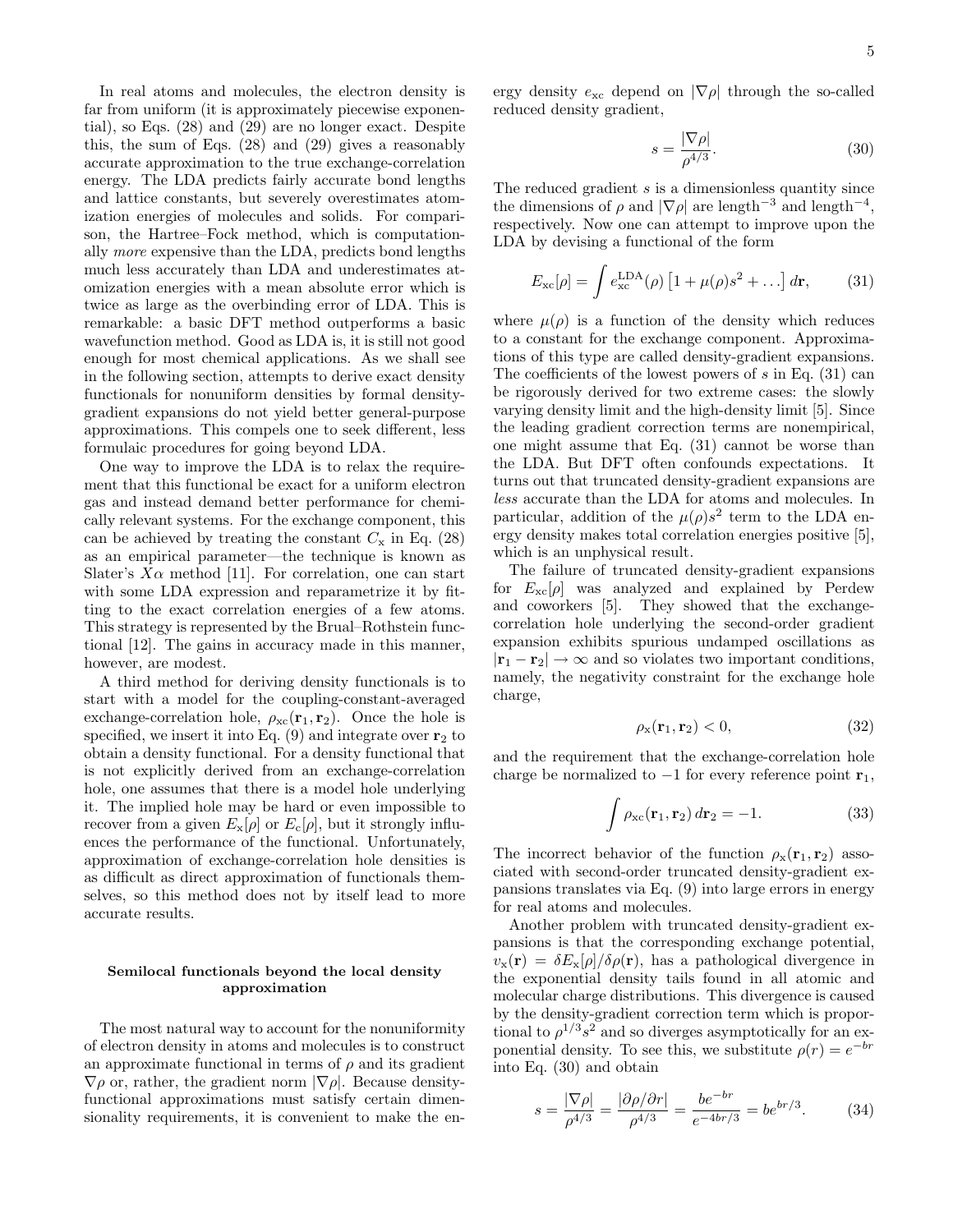In real atoms and molecules, the electron density is far from uniform (it is approximately piecewise exponential), so Eqs. (28) and (29) are no longer exact. Despite this, the sum of Eqs. (28) and (29) gives a reasonably accurate approximation to the true exchange-correlation energy. The LDA predicts fairly accurate bond lengths and lattice constants, but severely overestimates atomization energies of molecules and solids. For comparison, the Hartree–Fock method, which is computationally *more* expensive than the LDA, predicts bond lengths much less accurately than LDA and underestimates atomization energies with a mean absolute error which is twice as large as the overbinding error of LDA. This is remarkable: a basic DFT method outperforms a basic wavefunction method. Good as LDA is, it is still not good enough for most chemical applications. As we shall see in the following section, attempts to derive exact density functionals for nonuniform densities by formal density-gradient expansions do not yield better general-purpose approximations. This compels one to seek different, less formulaic procedures for going beyond LDA.

One way to improve the LDA is to relax the requirement that this functional be exact for a uniform electron gas and instead demand better performance for chemically relevant systems. For the exchange component, this can be achieved by treating the constant $C_{\mathrm{x}}$ in Eq. (28) as an empirical parameter—the technique is known as Slater's $X\alpha$ method [11]. For correlation, one can start with some LDA expression and reparametrize it by fitting to the exact correlation energies of a few atoms. This strategy is represented by the Brual–Rothstein functional [12]. The gains in accuracy made in this manner, however, are modest.

A third method for deriving density functionals is to start with a model for the coupling-constant-averaged exchange-correlation hole, $\rho_{\mathrm{xc}}(\mathbf{r}_1, \mathbf{r}_2)$. Once the hole is specified, we insert it into Eq. (9) and integrate over $\mathbf{r}_2$ to obtain a density functional. For a density functional that is not explicitly derived from an exchange-correlation hole, one assumes that there is a model hole underlying it. The implied hole may be hard or even impossible to recover from a given $E_{\mathrm{x}}[\rho]$ or $E_{\mathrm{c}}[\rho]$, but it strongly influences the performance of the functional. Unfortunately, approximation of exchange-correlation hole densities is as difficult as direct approximation of functionals themselves, so this method does not by itself lead to more accurate results.

## Semilocal functionals beyond the local density approximation

The most natural way to account for the nonuniformity of electron density in atoms and molecules is to construct an approximate functional in terms of $\rho$ and its gradient $\nabla\rho$ or, rather, the gradient norm $|\nabla\rho|$. Because density-functional approximations must satisfy certain dimensionality requirements, it is convenient to make the energy density $e_{\mathrm{xc}}$ depend on $|\nabla\rho|$ through the so-called reduced density gradient,

$$s = \frac{|\nabla\rho|}{\rho^{4/3}}. \tag{30}$$

The reduced gradient $s$ is a dimensionless quantity since the dimensions of $\rho$ and $|\nabla\rho|$ are length$^{-3}$ and length$^{-4}$, respectively. Now one can attempt to improve upon the LDA by devising a functional of the form

$$E_{\mathrm{xc}}[\rho] = \int e_{\mathrm{xc}}^{\mathrm{LDA}}(\rho)\left[1 + \mu(\rho)s^2 + \ldots\right] d\mathbf{r}, \tag{31}$$

where $\mu(\rho)$ is a function of the density which reduces to a constant for the exchange component. Approximations of this type are called density-gradient expansions. The coefficients of the lowest powers of $s$ in Eq. (31) can be rigorously derived for two extreme cases: the slowly varying density limit and the high-density limit [5]. Since the leading gradient correction terms are nonempirical, one might assume that Eq. (31) cannot be worse than the LDA. But DFT often confounds expectations. It turns out that truncated density-gradient expansions are *less* accurate than the LDA for atoms and molecules. In particular, addition of the $\mu(\rho)s^2$ term to the LDA energy density makes total correlation energies positive [5], which is an unphysical result.

The failure of truncated density-gradient expansions for $E_{\mathrm{xc}}[\rho]$ was analyzed and explained by Perdew and coworkers [5]. They showed that the exchange-correlation hole underlying the second-order gradient expansion exhibits spurious undamped oscillations as $|\mathbf{r}_1 - \mathbf{r}_2| \to \infty$ and so violates two important conditions, namely, the negativity constraint for the exchange hole charge,

$$\rho_{\mathrm{x}}(\mathbf{r}_1, \mathbf{r}_2) < 0, \tag{32}$$

and the requirement that the exchange-correlation hole charge be normalized to $-1$ for every reference point $\mathbf{r}_1$,

$$\int \rho_{\mathrm{xc}}(\mathbf{r}_1, \mathbf{r}_2)\, d\mathbf{r}_2 = -1. \tag{33}$$

The incorrect behavior of the function $\rho_{\mathrm{x}}(\mathbf{r}_1, \mathbf{r}_2)$ associated with second-order truncated density-gradient expansions translates via Eq. (9) into large errors in energy for real atoms and molecules.

Another problem with truncated density-gradient expansions is that the corresponding exchange potential, $v_{\mathrm{x}}(\mathbf{r}) = \delta E_{\mathrm{x}}[\rho]/\delta\rho(\mathbf{r})$, has a pathological divergence in the exponential density tails found in all atomic and molecular charge distributions. This divergence is caused by the density-gradient correction term which is proportional to $\rho^{1/3}s^2$ and so diverges asymptotically for an exponential density. To see this, we substitute $\rho(r) = e^{-br}$ into Eq. (30) and obtain

$$s = \frac{|\nabla\rho|}{\rho^{4/3}} = \frac{|\partial\rho/\partial r|}{\rho^{4/3}} = \frac{be^{-br}}{e^{-4br/3}} = be^{br/3}. \tag{34}$$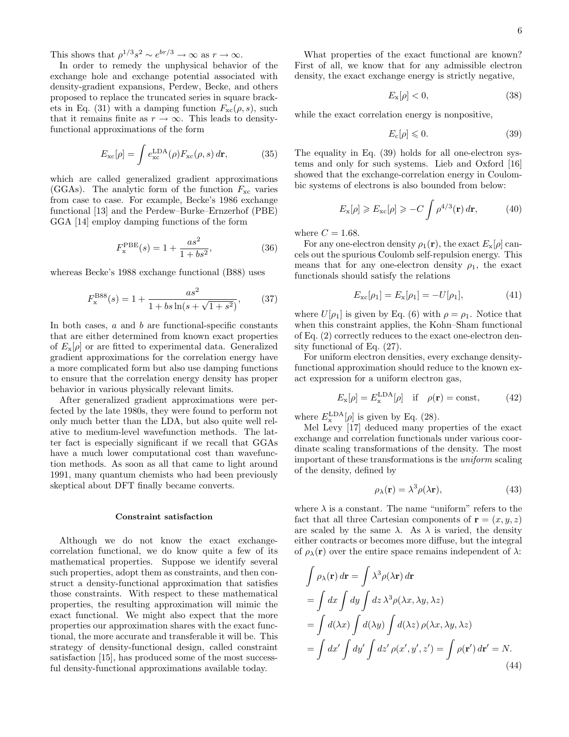This shows that $\rho^{1/3}s^2 \sim e^{br/3} \to \infty$ as $r \to \infty$.

In order to remedy the unphysical behavior of the exchange hole and exchange potential associated with density-gradient expansions, Perdew, Becke, and others proposed to replace the truncated series in square brackets in Eq. (31) with a damping function $F_{\text{xc}}(\rho, s)$, such that it remains finite as $r \to \infty$. This leads to density-functional approximations of the form

$$E_{\text{xc}}[\rho] = \int e_{\text{xc}}^{\text{LDA}}(\rho) F_{\text{xc}}(\rho, s)\, d\mathbf{r}, \tag{35}$$

which are called generalized gradient approximations (GGAs). The analytic form of the function $F_{\text{xc}}$ varies from case to case. For example, Becke's 1986 exchange functional [13] and the Perdew–Burke–Ernzerhof (PBE) GGA [14] employ damping functions of the form

$$F_{\text{x}}^{\text{PBE}}(s) = 1 + \frac{as^2}{1 + bs^2}, \tag{36}$$

whereas Becke's 1988 exchange functional (B88) uses

$$F_{\text{x}}^{\text{B88}}(s) = 1 + \frac{as^2}{1 + bs \ln(s + \sqrt{1 + s^2})}, \tag{37}$$

In both cases, $a$ and $b$ are functional-specific constants that are either determined from known exact properties of $E_{\text{x}}[\rho]$ or are fitted to experimental data. Generalized gradient approximations for the correlation energy have a more complicated form but also use damping functions to ensure that the correlation energy density has proper behavior in various physically relevant limits.

After generalized gradient approximations were perfected by the late 1980s, they were found to perform not only much better than the LDA, but also quite well relative to medium-level wavefunction methods. The latter fact is especially significant if we recall that GGAs have a much lower computational cost than wavefunction methods. As soon as all that came to light around 1991, many quantum chemists who had been previously skeptical about DFT finally became converts.

### Constraint satisfaction

Although we do not know the exact exchange-correlation functional, we do know quite a few of its mathematical properties. Suppose we identify several such properties, adopt them as constraints, and then construct a density-functional approximation that satisfies those constraints. With respect to these mathematical properties, the resulting approximation will mimic the exact functional. We might also expect that the more properties our approximation shares with the exact functional, the more accurate and transferable it will be. This strategy of density-functional design, called constraint satisfaction [15], has produced some of the most successful density-functional approximations available today.

What properties of the exact functional are known? First of all, we know that for any admissible electron density, the exact exchange energy is strictly negative,

$$E_{\text{x}}[\rho] < 0, \tag{38}$$

while the exact correlation energy is nonpositive,

$$E_{\text{c}}[\rho] \leqslant 0. \tag{39}$$

The equality in Eq. (39) holds for all one-electron systems and only for such systems. Lieb and Oxford [16] showed that the exchange-correlation energy in Coulombic systems of electrons is also bounded from below:

$$E_{\text{x}}[\rho] \geqslant E_{\text{xc}}[\rho] \geqslant -C \int \rho^{4/3}(\mathbf{r})\, d\mathbf{r}, \tag{40}$$

where $C = 1.68$.

For any one-electron density $\rho_1(\mathbf{r})$, the exact $E_{\text{x}}[\rho]$ cancels out the spurious Coulomb self-repulsion energy. This means that for any one-electron density $\rho_1$, the exact functionals should satisfy the relations

$$E_{\text{xc}}[\rho_1] = E_{\text{x}}[\rho_1] = -U[\rho_1], \tag{41}$$

where $U[\rho_1]$ is given by Eq. (6) with $\rho = \rho_1$. Notice that when this constraint applies, the Kohn–Sham functional of Eq. (2) correctly reduces to the exact one-electron density functional of Eq. (27).

For uniform electron densities, every exchange density-functional approximation should reduce to the known exact expression for a uniform electron gas,

$$E_{\text{x}}[\rho] = E_{\text{x}}^{\text{LDA}}[\rho] \quad \text{if} \quad \rho(\mathbf{r}) = \text{const}, \tag{42}$$

where $E_{\text{x}}^{\text{LDA}}[\rho]$ is given by Eq. (28).

Mel Levy [17] deduced many properties of the exact exchange and correlation functionals under various coordinate scaling transformations of the density. The most important of these transformations is the *uniform* scaling of the density, defined by

$$\rho_\lambda(\mathbf{r}) = \lambda^3 \rho(\lambda \mathbf{r}), \tag{43}$$

where $\lambda$ is a constant. The name "uniform" refers to the fact that all three Cartesian components of $\mathbf{r} = (x, y, z)$ are scaled by the same $\lambda$. As $\lambda$ is varied, the density either contracts or becomes more diffuse, but the integral of $\rho_\lambda(\mathbf{r})$ over the entire space remains independent of $\lambda$:

$$\begin{aligned}
&\int \rho_\lambda(\mathbf{r})\, d\mathbf{r} = \int \lambda^3 \rho(\lambda \mathbf{r})\, d\mathbf{r} \\
&= \int dx \int dy \int dz\, \lambda^3 \rho(\lambda x, \lambda y, \lambda z) \\
&= \int d(\lambda x) \int d(\lambda y) \int d(\lambda z)\, \rho(\lambda x, \lambda y, \lambda z) \\
&= \int dx' \int dy' \int dz'\, \rho(x', y', z') = \int \rho(\mathbf{r}')\, d\mathbf{r}' = N.
\end{aligned} \tag{44}$$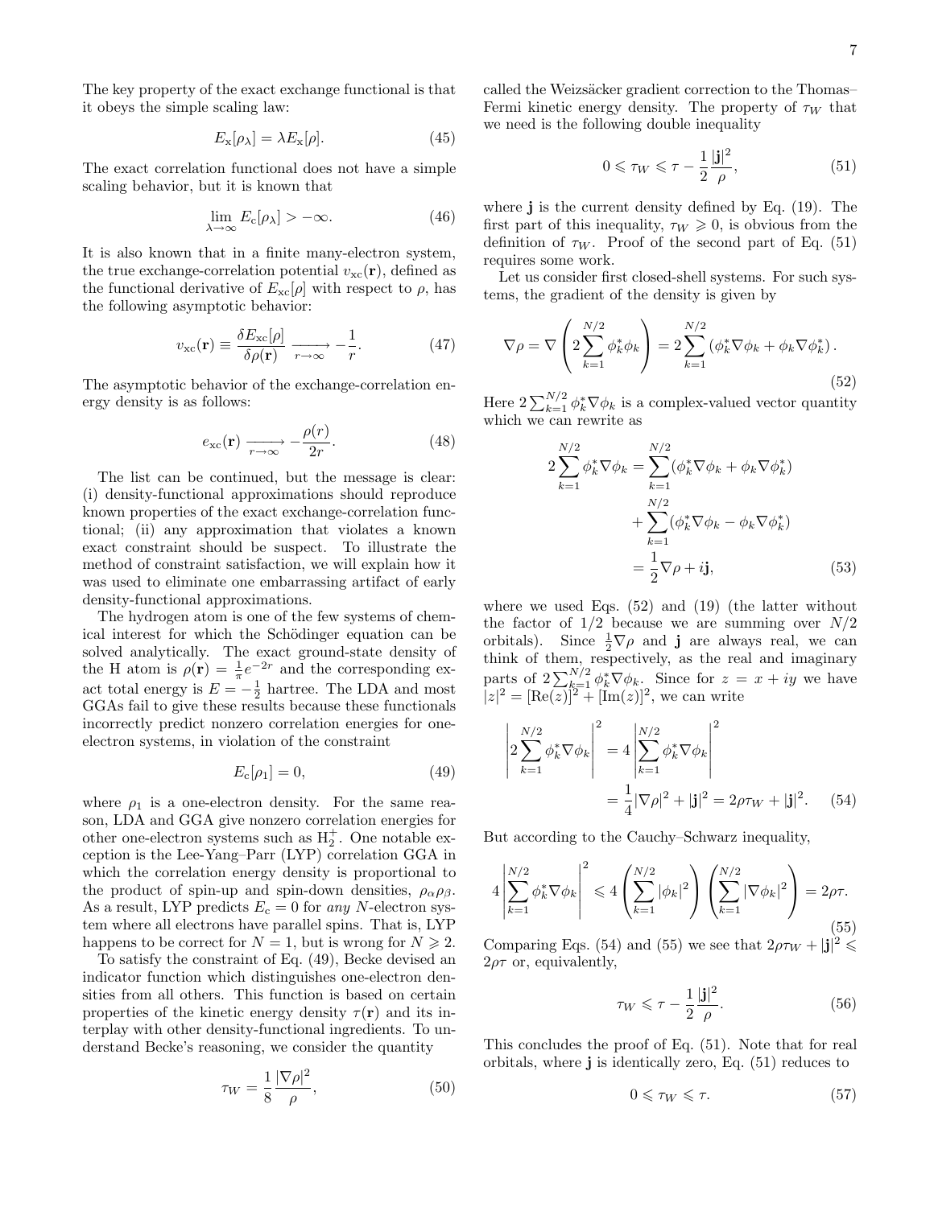The key property of the exact exchange functional is that it obeys the simple scaling law:

$$E_{\rm x}[\rho_\lambda] = \lambda E_{\rm x}[\rho]. \tag{45}$$

The exact correlation functional does not have a simple scaling behavior, but it is known that

$$\lim_{\lambda\to\infty} E_{\rm c}[\rho_\lambda] > -\infty. \tag{46}$$

It is also known that in a finite many-electron system, the true exchange-correlation potential $v_{\rm xc}(\mathbf{r})$, defined as the functional derivative of $E_{\rm xc}[\rho]$ with respect to $\rho$, has the following asymptotic behavior:

$$v_{\rm xc}(\mathbf{r}) \equiv \frac{\delta E_{\rm xc}[\rho]}{\delta \rho(\mathbf{r})} \xrightarrow[r\to\infty]{} -\frac{1}{r}. \tag{47}$$

The asymptotic behavior of the exchange-correlation energy density is as follows:

$$e_{\rm xc}(\mathbf{r}) \xrightarrow[r\to\infty]{} -\frac{\rho(r)}{2r}. \tag{48}$$

The list can be continued, but the message is clear: (i) density-functional approximations should reproduce known properties of the exact exchange-correlation functional; (ii) any approximation that violates a known exact constraint should be suspect. To illustrate the method of constraint satisfaction, we will explain how it was used to eliminate one embarrassing artifact of early density-functional approximations.

The hydrogen atom is one of the few systems of chemical interest for which the Schödinger equation can be solved analytically. The exact ground-state density of the H atom is $\rho(\mathbf{r}) = \frac{1}{\pi}e^{-2r}$ and the corresponding exact total energy is $E = -\frac{1}{2}$ hartree. The LDA and most GGAs fail to give these results because these functionals incorrectly predict nonzero correlation energies for one-electron systems, in violation of the constraint

$$E_{\rm c}[\rho_1] = 0, \tag{49}$$

where $\rho_1$ is a one-electron density. For the same reason, LDA and GGA give nonzero correlation energies for other one-electron systems such as $H_2^+$. One notable exception is the Lee-Yang–Parr (LYP) correlation GGA in which the correlation energy density is proportional to the product of spin-up and spin-down densities, $\rho_\alpha\rho_\beta$. As a result, LYP predicts $E_{\rm c} = 0$ for *any* $N$-electron system where all electrons have parallel spins. That is, LYP happens to be correct for $N = 1$, but is wrong for $N \geqslant 2$.

To satisfy the constraint of Eq. (49), Becke devised an indicator function which distinguishes one-electron densities from all others. This function is based on certain properties of the kinetic energy density $\tau(\mathbf{r})$ and its interplay with other density-functional ingredients. To understand Becke's reasoning, we consider the quantity

$$\tau_W = \frac{1}{8}\frac{|\nabla\rho|^2}{\rho}, \tag{50}$$

called the Weizsäcker gradient correction to the Thomas–Fermi kinetic energy density. The property of $\tau_W$ that we need is the following double inequality

$$0 \leqslant \tau_W \leqslant \tau - \frac{1}{2}\frac{|\mathbf{j}|^2}{\rho}, \tag{51}$$

where $\mathbf{j}$ is the current density defined by Eq. (19). The first part of this inequality, $\tau_W \geqslant 0$, is obvious from the definition of $\tau_W$. Proof of the second part of Eq. (51) requires some work.

Let us consider first closed-shell systems. For such systems, the gradient of the density is given by

$$\nabla\rho = \nabla\left(2\sum_{k=1}^{N/2}\phi_k^*\phi_k\right) = 2\sum_{k=1}^{N/2}\left(\phi_k^*\nabla\phi_k + \phi_k\nabla\phi_k^*\right). \tag{52}$$

Here $2\sum_{k=1}^{N/2}\phi_k^*\nabla\phi_k$ is a complex-valued vector quantity which we can rewrite as

$$\begin{aligned} 2\sum_{k=1}^{N/2}\phi_k^*\nabla\phi_k &= \sum_{k=1}^{N/2}(\phi_k^*\nabla\phi_k + \phi_k\nabla\phi_k^*) \\ &\quad + \sum_{k=1}^{N/2}(\phi_k^*\nabla\phi_k - \phi_k\nabla\phi_k^*) \\ &= \frac{1}{2}\nabla\rho + i\mathbf{j}, \end{aligned} \tag{53}$$

where we used Eqs. (52) and (19) (the latter without the factor of 1/2 because we are summing over $N/2$ orbitals). Since $\frac{1}{2}\nabla\rho$ and $\mathbf{j}$ are always real, we can think of them, respectively, as the real and imaginary parts of $2\sum_{k=1}^{N/2}\phi_k^*\nabla\phi_k$. Since for $z = x + iy$ we have $|z|^2 = [\mathrm{Re}(z)]^2 + [\mathrm{Im}(z)]^2$, we can write

$$\begin{aligned} \left|2\sum_{k=1}^{N/2}\phi_k^*\nabla\phi_k\right|^2 &= 4\left|\sum_{k=1}^{N/2}\phi_k^*\nabla\phi_k\right|^2 \\ &= \frac{1}{4}|\nabla\rho|^2 + |\mathbf{j}|^2 = 2\rho\tau_W + |\mathbf{j}|^2. \end{aligned} \tag{54}$$

But according to the Cauchy–Schwarz inequality,

$$4\left|\sum_{k=1}^{N/2}\phi_k^*\nabla\phi_k\right|^2 \leqslant 4\left(\sum_{k=1}^{N/2}|\phi_k|^2\right)\left(\sum_{k=1}^{N/2}|\nabla\phi_k|^2\right) = 2\rho\tau. \tag{55}$$

Comparing Eqs. (54) and (55) we see that $2\rho\tau_W + |\mathbf{j}|^2 \leqslant 2\rho\tau$ or, equivalently,

$$\tau_W \leqslant \tau - \frac{1}{2}\frac{|\mathbf{j}|^2}{\rho}. \tag{56}$$

This concludes the proof of Eq. (51). Note that for real orbitals, where $\mathbf{j}$ is identically zero, Eq. (51) reduces to

$$0 \leqslant \tau_W \leqslant \tau. \tag{57}$$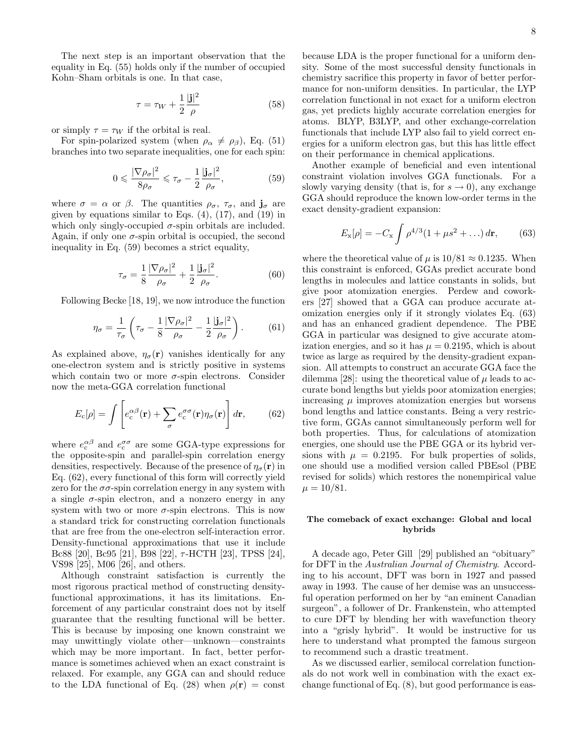The next step is an important observation that the equality in Eq. (55) holds only if the number of occupied Kohn–Sham orbitals is one. In that case,

$$\tau = \tau_W + \frac{1}{2}\frac{|\mathbf{j}|^2}{\rho} \tag{58}$$

or simply $\tau = \tau_W$ if the orbital is real.

For spin-polarized system (when $\rho_\alpha \neq \rho_\beta$), Eq. (51) branches into two separate inequalities, one for each spin:

$$0 \leqslant \frac{|\nabla\rho_\sigma|^2}{8\rho_\sigma} \leqslant \tau_\sigma - \frac{1}{2}\frac{|\mathbf{j}_\sigma|^2}{\rho_\sigma}, \tag{59}$$

where $\sigma = \alpha$ or $\beta$. The quantities $\rho_\sigma$, $\tau_\sigma$, and $\mathbf{j}_\sigma$ are given by equations similar to Eqs. (4), (17), and (19) in which only singly-occupied $\sigma$-spin orbitals are included. Again, if only one $\sigma$-spin orbital is occupied, the second inequality in Eq. (59) becomes a strict equality,

$$\tau_\sigma = \frac{1}{8}\frac{|\nabla\rho_\sigma|^2}{\rho_\sigma} + \frac{1}{2}\frac{|\mathbf{j}_\sigma|^2}{\rho_\sigma}. \tag{60}$$

Following Becke [18, 19], we now introduce the function

$$\eta_\sigma = \frac{1}{\tau_\sigma}\left(\tau_\sigma - \frac{1}{8}\frac{|\nabla\rho_\sigma|^2}{\rho_\sigma} - \frac{1}{2}\frac{|\mathbf{j}_\sigma|^2}{\rho_\sigma}\right). \tag{61}$$

As explained above, $\eta_\sigma(\mathbf{r})$ vanishes identically for any one-electron system and is strictly positive in systems which contain two or more $\sigma$-spin electrons. Consider now the meta-GGA correlation functional

$$E_\mathrm{c}[\rho] = \int \left[e_\mathrm{c}^{\alpha\beta}(\mathbf{r}) + \sum_\sigma e_\mathrm{c}^{\sigma\sigma}(\mathbf{r})\eta_\sigma(\mathbf{r})\right] d\mathbf{r}, \tag{62}$$

where $e_\mathrm{c}^{\alpha\beta}$ and $e_\mathrm{c}^{\sigma\sigma}$ are some GGA-type expressions for the opposite-spin and parallel-spin correlation energy densities, respectively. Because of the presence of $\eta_\sigma(\mathbf{r})$ in Eq. (62), every functional of this form will correctly yield zero for the $\sigma\sigma$-spin correlation energy in any system with a single $\sigma$-spin electron, and a nonzero energy in any system with two or more $\sigma$-spin electrons. This is now a standard trick for constructing correlation functionals that are free from the one-electron self-interaction error. Density-functional approximations that use it include Bc88 [20], Bc95 [21], B98 [22], $\tau$-HCTH [23], TPSS [24], VS98 [25], M06 [26], and others.

Although constraint satisfaction is currently the most rigorous practical method of constructing density-functional approximations, it has its limitations. Enforcement of any particular constraint does not by itself guarantee that the resulting functional will be better. This is because by imposing one known constraint we may unwittingly violate other—unknown—constraints which may be more important. In fact, better performance is sometimes achieved when an exact constraint is relaxed. For example, any GGA can and should reduce to the LDA functional of Eq. (28) when $\rho(\mathbf{r}) = \mathrm{const}$ because LDA is the proper functional for a uniform density. Some of the most successful density functionals in chemistry sacrifice this property in favor of better performance for non-uniform densities. In particular, the LYP correlation functional in not exact for a uniform electron gas, yet predicts highly accurate correlation energies for atoms. BLYP, B3LYP, and other exchange-correlation functionals that include LYP also fail to yield correct energies for a uniform electron gas, but this has little effect on their performance in chemical applications.

Another example of beneficial and even intentional constraint violation involves GGA functionals. For a slowly varying density (that is, for $s \to 0$), any exchange GGA should reproduce the known low-order terms in the exact density-gradient expansion:

$$E_\mathrm{x}[\rho] = -C_\mathrm{x}\int \rho^{4/3}(1 + \mu s^2 + \ldots)\, d\mathbf{r}, \tag{63}$$

where the theoretical value of $\mu$ is $10/81 \approx 0.1235$. When this constraint is enforced, GGAs predict accurate bond lengths in molecules and lattice constants in solids, but give poor atomization energies. Perdew and coworkers [27] showed that a GGA can produce accurate atomization energies only if it strongly violates Eq. (63) and has an enhanced gradient dependence. The PBE GGA in particular was designed to give accurate atomization energies, and so it has $\mu = 0.2195$, which is about twice as large as required by the density-gradient expansion. All attempts to construct an accurate GGA face the dilemma [28]: using the theoretical value of $\mu$ leads to accurate bond lengths but yields poor atomization energies; increasing $\mu$ improves atomization energies but worsens bond lengths and lattice constants. Being a very restrictive form, GGAs cannot simultaneously perform well for both properties. Thus, for calculations of atomization energies, one should use the PBE GGA or its hybrid versions with $\mu = 0.2195$. For bulk properties of solids, one should use a modified version called PBEsol (PBE revised for solids) which restores the nonempirical value $\mu = 10/81$.

### The comeback of exact exchange: Global and local hybrids

A decade ago, Peter Gill [29] published an "obituary" for DFT in the *Australian Journal of Chemistry*. According to his account, DFT was born in 1927 and passed away in 1993. The cause of her demise was an unsuccessful operation performed on her by "an eminent Canadian surgeon", a follower of Dr. Frankenstein, who attempted to cure DFT by blending her with wavefunction theory into a "grisly hybrid". It would be instructive for us here to understand what prompted the famous surgeon to recommend such a drastic treatment.

As we discussed earlier, semilocal correlation functionals do not work well in combination with the exact exchange functional of Eq. (8), but good performance is eas-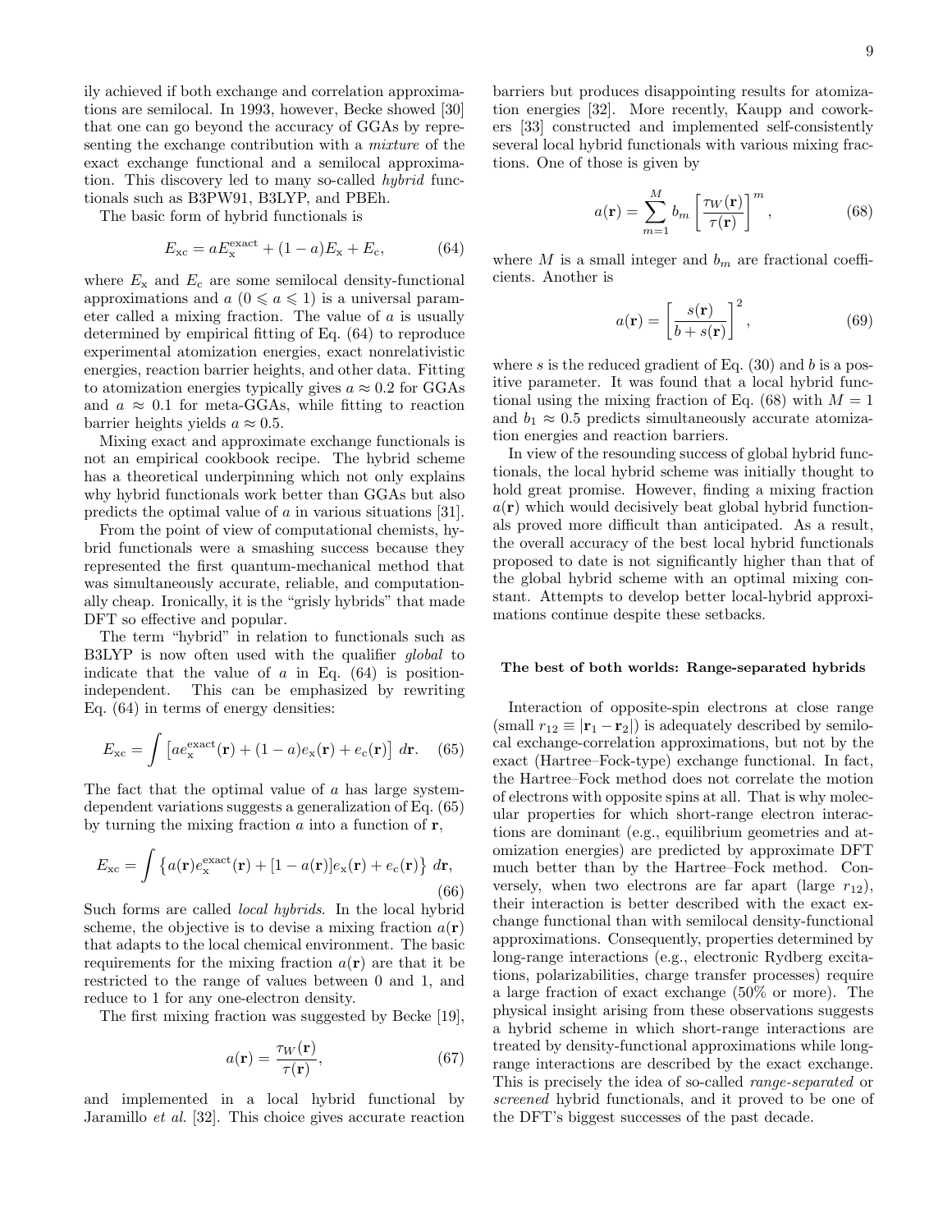ily achieved if both exchange and correlation approximations are semilocal. In 1993, however, Becke showed [30] that one can go beyond the accuracy of GGAs by representing the exchange contribution with a *mixture* of the exact exchange functional and a semilocal approximation. This discovery led to many so-called *hybrid* functionals such as B3PW91, B3LYP, and PBEh.

The basic form of hybrid functionals is

$$E_{\mathrm{xc}} = aE_{\mathrm{x}}^{\mathrm{exact}} + (1-a)E_{\mathrm{x}} + E_{\mathrm{c}}, \tag{64}$$

where $E_{\mathrm{x}}$ and $E_{\mathrm{c}}$ are some semilocal density-functional approximations and $a$ $(0 \leqslant a \leqslant 1)$ is a universal parameter called a mixing fraction. The value of $a$ is usually determined by empirical fitting of Eq. (64) to reproduce experimental atomization energies, exact nonrelativistic energies, reaction barrier heights, and other data. Fitting to atomization energies typically gives $a \approx 0.2$ for GGAs and $a \approx 0.1$ for meta-GGAs, while fitting to reaction barrier heights yields $a \approx 0.5$.

Mixing exact and approximate exchange functionals is not an empirical cookbook recipe. The hybrid scheme has a theoretical underpinning which not only explains why hybrid functionals work better than GGAs but also predicts the optimal value of $a$ in various situations [31].

From the point of view of computational chemists, hybrid functionals were a smashing success because they represented the first quantum-mechanical method that was simultaneously accurate, reliable, and computationally cheap. Ironically, it is the "grisly hybrids" that made DFT so effective and popular.

The term "hybrid" in relation to functionals such as B3LYP is now often used with the qualifier *global* to indicate that the value of $a$ in Eq. (64) is position-independent. This can be emphasized by rewriting Eq. (64) in terms of energy densities:

$$E_{\mathrm{xc}} = \int \left[ a e_{\mathrm{x}}^{\mathrm{exact}}(\mathbf{r}) + (1-a)e_{\mathrm{x}}(\mathbf{r}) + e_{\mathrm{c}}(\mathbf{r}) \right] \, d\mathbf{r}. \tag{65}$$

The fact that the optimal value of $a$ has large system-dependent variations suggests a generalization of Eq. (65) by turning the mixing fraction $a$ into a function of $\mathbf{r}$,

$$E_{\mathrm{xc}} = \int \left\{ a(\mathbf{r}) e_{\mathrm{x}}^{\mathrm{exact}}(\mathbf{r}) + [1-a(\mathbf{r})]e_{\mathrm{x}}(\mathbf{r}) + e_{\mathrm{c}}(\mathbf{r}) \right\} \, d\mathbf{r}, \tag{66}$$

Such forms are called *local hybrids*. In the local hybrid scheme, the objective is to devise a mixing fraction $a(\mathbf{r})$ that adapts to the local chemical environment. The basic requirements for the mixing fraction $a(\mathbf{r})$ are that it be restricted to the range of values between 0 and 1, and reduce to 1 for any one-electron density.

The first mixing fraction was suggested by Becke [19],

$$a(\mathbf{r}) = \frac{\tau_W(\mathbf{r})}{\tau(\mathbf{r})}, \tag{67}$$

and implemented in a local hybrid functional by Jaramillo *et al.* [32]. This choice gives accurate reaction barriers but produces disappointing results for atomization energies [32]. More recently, Kaupp and coworkers [33] constructed and implemented self-consistently several local hybrid functionals with various mixing fractions. One of those is given by

$$a(\mathbf{r}) = \sum_{m=1}^{M} b_m \left[ \frac{\tau_W(\mathbf{r})}{\tau(\mathbf{r})} \right]^m, \tag{68}$$

where $M$ is a small integer and $b_m$ are fractional coefficients. Another is

$$a(\mathbf{r}) = \left[ \frac{s(\mathbf{r})}{b + s(\mathbf{r})} \right]^2, \tag{69}$$

where $s$ is the reduced gradient of Eq. (30) and $b$ is a positive parameter. It was found that a local hybrid functional using the mixing fraction of Eq. (68) with $M = 1$ and $b_1 \approx 0.5$ predicts simultaneously accurate atomization energies and reaction barriers.

In view of the resounding success of global hybrid functionals, the local hybrid scheme was initially thought to hold great promise. However, finding a mixing fraction $a(\mathbf{r})$ which would decisively beat global hybrid functionals proved more difficult than anticipated. As a result, the overall accuracy of the best local hybrid functionals proposed to date is not significantly higher than that of the global hybrid scheme with an optimal mixing constant. Attempts to develop better local-hybrid approximations continue despite these setbacks.

### The best of both worlds: Range-separated hybrids

Interaction of opposite-spin electrons at close range (small $r_{12} \equiv |\mathbf{r}_1 - \mathbf{r}_2|$) is adequately described by semilocal exchange-correlation approximations, but not by the exact (Hartree–Fock-type) exchange functional. In fact, the Hartree–Fock method does not correlate the motion of electrons with opposite spins at all. That is why molecular properties for which short-range electron interactions are dominant (e.g., equilibrium geometries and atomization energies) are predicted by approximate DFT much better than by the Hartree–Fock method. Conversely, when two electrons are far apart (large $r_{12}$), their interaction is better described with the exact exchange functional than with semilocal density-functional approximations. Consequently, properties determined by long-range interactions (e.g., electronic Rydberg excitations, polarizabilities, charge transfer processes) require a large fraction of exact exchange (50% or more). The physical insight arising from these observations suggests a hybrid scheme in which short-range interactions are treated by density-functional approximations while long-range interactions are described by the exact exchange. This is precisely the idea of so-called *range-separated* or *screened* hybrid functionals, and it proved to be one of the DFT's biggest successes of the past decade.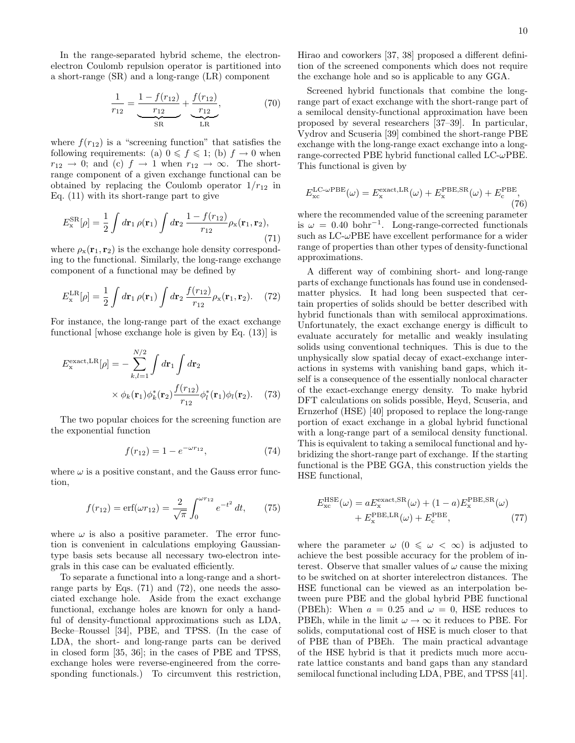In the range-separated hybrid scheme, the electron-electron Coulomb repulsion operator is partitioned into a short-range (SR) and a long-range (LR) component

$$\frac{1}{r_{12}} = \underbrace{\frac{1-f(r_{12})}{r_{12}}}_{\text{SR}} + \underbrace{\frac{f(r_{12})}{r_{12}}}_{\text{LR}}, \tag{70}$$

where $f(r_{12})$ is a "screening function" that satisfies the following requirements: (a) $0 \leqslant f \leqslant 1$; (b) $f \to 0$ when $r_{12} \to 0$; and (c) $f \to 1$ when $r_{12} \to \infty$. The short-range component of a given exchange functional can be obtained by replacing the Coulomb operator $1/r_{12}$ in Eq. (11) with its short-range part to give

$$E_{\text{x}}^{\text{SR}}[\rho] = \frac{1}{2}\int d\mathbf{r}_1\, \rho(\mathbf{r}_1) \int d\mathbf{r}_2\, \frac{1-f(r_{12})}{r_{12}} \rho_{\text{x}}(\mathbf{r}_1, \mathbf{r}_2), \tag{71}$$

where $\rho_{\text{x}}(\mathbf{r}_1, \mathbf{r}_2)$ is the exchange hole density corresponding to the functional. Similarly, the long-range exchange component of a functional may be defined by

$$E_{\text{x}}^{\text{LR}}[\rho] = \frac{1}{2}\int d\mathbf{r}_1\, \rho(\mathbf{r}_1) \int d\mathbf{r}_2\, \frac{f(r_{12})}{r_{12}} \rho_{\text{x}}(\mathbf{r}_1, \mathbf{r}_2). \tag{72}$$

For instance, the long-range part of the exact exchange functional [whose exchange hole is given by Eq. (13)] is

$$E_{\text{x}}^{\text{exact,LR}}[\rho] = -\sum_{k,l=1}^{N/2} \int d\mathbf{r}_1 \int d\mathbf{r}_2 \times \phi_k(\mathbf{r}_1)\phi_k^*(\mathbf{r}_2) \frac{f(r_{12})}{r_{12}} \phi_l^*(\mathbf{r}_1)\phi_l(\mathbf{r}_2). \tag{73}$$

The two popular choices for the screening function are the exponential function

$$f(r_{12}) = 1 - e^{-\omega r_{12}}, \tag{74}$$

where $\omega$ is a positive constant, and the Gauss error function,

$$f(r_{12}) = \text{erf}(\omega r_{12}) = \frac{2}{\sqrt{\pi}} \int_0^{\omega r_{12}} e^{-t^2}\, dt, \tag{75}$$

where $\omega$ is also a positive parameter. The error function is convenient in calculations employing Gaussian-type basis sets because all necessary two-electron integrals in this case can be evaluated efficiently.

To separate a functional into a long-range and a short-range parts by Eqs. (71) and (72), one needs the associated exchange hole. Aside from the exact exchange functional, exchange holes are known for only a handful of density-functional approximations such as LDA, Becke–Roussel [34], PBE, and TPSS. (In the case of LDA, the short- and long-range parts can be derived in closed form [35, 36]; in the cases of PBE and TPSS, exchange holes were reverse-engineered from the corresponding functionals.) To circumvent this restriction, Hirao and coworkers [37, 38] proposed a different definition of the screened components which does not require the exchange hole and so is applicable to any GGA.

Screened hybrid functionals that combine the long-range part of exact exchange with the short-range part of a semilocal density-functional approximation have been proposed by several researchers [37–39]. In particular, Vydrov and Scuseria [39] combined the short-range PBE exchange with the long-range exact exchange into a long-range-corrected PBE hybrid functional called LC-$\omega$PBE. This functional is given by

$$E_{\text{xc}}^{\text{LC-}\omega\text{PBE}}(\omega) = E_{\text{x}}^{\text{exact,LR}}(\omega) + E_{\text{x}}^{\text{PBE,SR}}(\omega) + E_{\text{c}}^{\text{PBE}}, \tag{76}$$

where the recommended value of the screening parameter is $\omega = 0.40$ bohr$^{-1}$. Long-range-corrected functionals such as LC-$\omega$PBE have excellent performance for a wider range of properties than other types of density-functional approximations.

A different way of combining short- and long-range parts of exchange functionals has found use in condensed-matter physics. It had long been suspected that certain properties of solids should be better described with hybrid functionals than with semilocal approximations. Unfortunately, the exact exchange energy is difficult to evaluate accurately for metallic and weakly insulating solids using conventional techniques. This is due to the unphysically slow spatial decay of exact-exchange interactions in systems with vanishing band gaps, which itself is a consequence of the essentially nonlocal character of the exact-exchange energy density. To make hybrid DFT calculations on solids possible, Heyd, Scuseria, and Ernzerhof (HSE) [40] proposed to replace the long-range portion of exact exchange in a global hybrid functional with a long-range part of a semilocal density functional. This is equivalent to taking a semilocal functional and hybridizing the short-range part of exchange. If the starting functional is the PBE GGA, this construction yields the HSE functional,

$$E_{\text{xc}}^{\text{HSE}}(\omega) = aE_{\text{x}}^{\text{exact,SR}}(\omega) + (1-a)E_{\text{x}}^{\text{PBE,SR}}(\omega) + E_{\text{x}}^{\text{PBE,LR}}(\omega) + E_{\text{c}}^{\text{PBE}}, \tag{77}$$

where the parameter $\omega$ ($0 \leqslant \omega < \infty$) is adjusted to achieve the best possible accuracy for the problem of interest. Observe that smaller values of $\omega$ cause the mixing to be switched on at shorter interelectron distances. The HSE functional can be viewed as an interpolation between pure PBE and the global hybrid PBE functional (PBEh): When $a = 0.25$ and $\omega = 0$, HSE reduces to PBEh, while in the limit $\omega \to \infty$ it reduces to PBE. For solids, computational cost of HSE is much closer to that of PBE than of PBEh. The main practical advantage of the HSE hybrid is that it predicts much more accurate lattice constants and band gaps than any standard semilocal functional including LDA, PBE, and TPSS [41].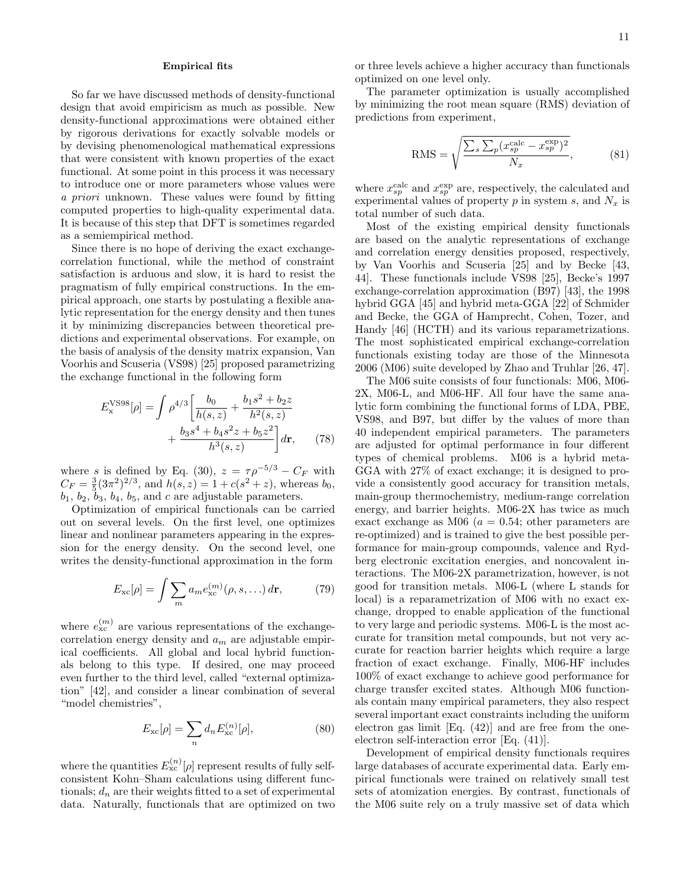### Empirical fits

So far we have discussed methods of density-functional design that avoid empiricism as much as possible. New density-functional approximations were obtained either by rigorous derivations for exactly solvable models or by devising phenomenological mathematical expressions that were consistent with known properties of the exact functional. At some point in this process it was necessary to introduce one or more parameters whose values were *a priori* unknown. These values were found by fitting computed properties to high-quality experimental data. It is because of this step that DFT is sometimes regarded as a semiempirical method.

Since there is no hope of deriving the exact exchange-correlation functional, while the method of constraint satisfaction is arduous and slow, it is hard to resist the pragmatism of fully empirical constructions. In the empirical approach, one starts by postulating a flexible analytic representation for the energy density and then tunes it by minimizing discrepancies between theoretical predictions and experimental observations. For example, on the basis of analysis of the density matrix expansion, Van Voorhis and Scuseria (VS98) [25] proposed parametrizing the exchange functional in the following form

$$E_{\mathrm{x}}^{\mathrm{VS98}}[\rho] = \int \rho^{4/3}\left[\frac{b_0}{h(s,z)} + \frac{b_1 s^2 + b_2 z}{h^2(s,z)} + \frac{b_3 s^4 + b_4 s^2 z + b_5 z^2}{h^3(s,z)}\right] d\mathbf{r}, \qquad (78)$$

where $s$ is defined by Eq. (30), $z = \tau\rho^{-5/3} - C_F$ with $C_F = \frac{3}{5}(3\pi^2)^{2/3}$, and $h(s,z) = 1 + c(s^2+z)$, whereas $b_0$, $b_1$, $b_2$, $b_3$, $b_4$, $b_5$, and $c$ are adjustable parameters.

Optimization of empirical functionals can be carried out on several levels. On the first level, one optimizes linear and nonlinear parameters appearing in the expression for the energy density. On the second level, one writes the density-functional approximation in the form

$$E_{\mathrm{xc}}[\rho] = \int \sum_m a_m e_{\mathrm{xc}}^{(m)}(\rho, s, \ldots)\, d\mathbf{r}, \qquad (79)$$

where $e_{\mathrm{xc}}^{(m)}$ are various representations of the exchange-correlation energy density and $a_m$ are adjustable empirical coefficients. All global and local hybrid functionals belong to this type. If desired, one may proceed even further to the third level, called "external optimization" [42], and consider a linear combination of several "model chemistries",

$$E_{\mathrm{xc}}[\rho] = \sum_n d_n E_{\mathrm{xc}}^{(n)}[\rho], \qquad (80)$$

where the quantities $E_{\mathrm{xc}}^{(n)}[\rho]$ represent results of fully self-consistent Kohn–Sham calculations using different functionals; $d_n$ are their weights fitted to a set of experimental data. Naturally, functionals that are optimized on two or three levels achieve a higher accuracy than functionals optimized on one level only.

The parameter optimization is usually accomplished by minimizing the root mean square (RMS) deviation of predictions from experiment,

$$\mathrm{RMS} = \sqrt{\frac{\sum_s \sum_p (x_{sp}^{\mathrm{calc}} - x_{sp}^{\mathrm{exp}})^2}{N_x}}, \qquad (81)$$

where $x_{sp}^{\mathrm{calc}}$ and $x_{sp}^{\mathrm{exp}}$ are, respectively, the calculated and experimental values of property $p$ in system $s$, and $N_x$ is total number of such data.

Most of the existing empirical density functionals are based on the analytic representations of exchange and correlation energy densities proposed, respectively, by Van Voorhis and Scuseria [25] and by Becke [43, 44]. These functionals include VS98 [25], Becke's 1997 exchange-correlation approximation (B97) [43], the 1998 hybrid GGA [45] and hybrid meta-GGA [22] of Schmider and Becke, the GGA of Hamprecht, Cohen, Tozer, and Handy [46] (HCTH) and its various reparametrizations. The most sophisticated empirical exchange-correlation functionals existing today are those of the Minnesota 2006 (M06) suite developed by Zhao and Truhlar [26, 47].

The M06 suite consists of four functionals: M06, M06-2X, M06-L, and M06-HF. All four have the same analytic form combining the functional forms of LDA, PBE, VS98, and B97, but differ by the values of more than 40 independent empirical parameters. The parameters are adjusted for optimal performance in four different types of chemical problems. M06 is a hybrid meta-GGA with 27% of exact exchange; it is designed to provide a consistently good accuracy for transition metals, main-group thermochemistry, medium-range correlation energy, and barrier heights. M06-2X has twice as much exact exchange as M06 ($a = 0.54$; other parameters are re-optimized) and is trained to give the best possible performance for main-group compounds, valence and Rydberg electronic excitation energies, and noncovalent interactions. The M06-2X parametrization, however, is not good for transition metals. M06-L (where L stands for local) is a reparametrization of M06 with no exact exchange, dropped to enable application of the functional to very large and periodic systems. M06-L is the most accurate for transition metal compounds, but not very accurate for reaction barrier heights which require a large fraction of exact exchange. Finally, M06-HF includes 100% of exact exchange to achieve good performance for charge transfer excited states. Although M06 functionals contain many empirical parameters, they also respect several important exact constraints including the uniform electron gas limit [Eq. (42)] and are free from the one-electron self-interaction error [Eq. (41)].

Development of empirical density functionals requires large databases of accurate experimental data. Early empirical functionals were trained on relatively small test sets of atomization energies. By contrast, functionals of the M06 suite rely on a truly massive set of data which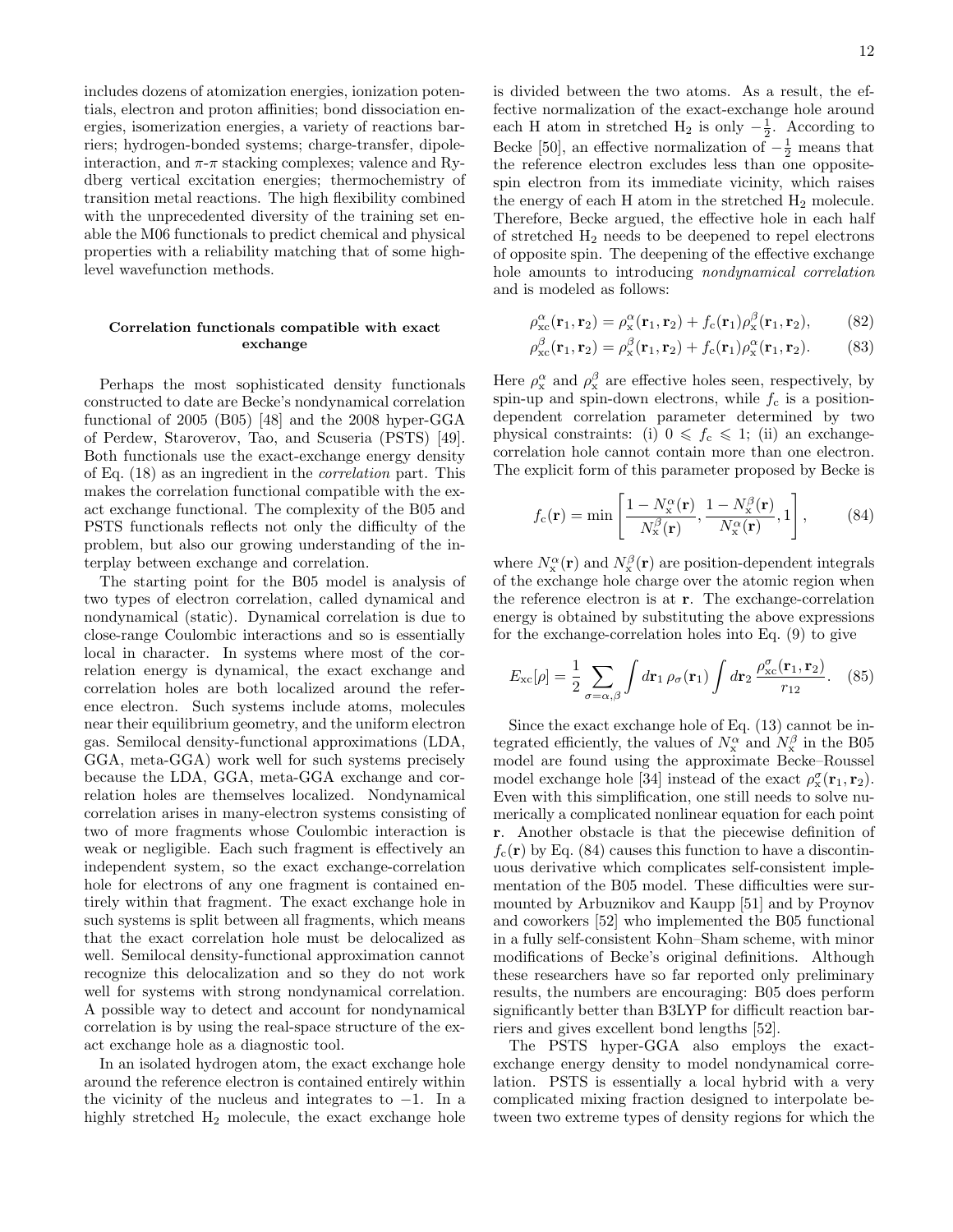includes dozens of atomization energies, ionization potentials, electron and proton affinities; bond dissociation energies, isomerization energies, a variety of reactions barriers; hydrogen-bonded systems; charge-transfer, dipole-interaction, and $\pi$-$\pi$ stacking complexes; valence and Rydberg vertical excitation energies; thermochemistry of transition metal reactions. The high flexibility combined with the unprecedented diversity of the training set enable the M06 functionals to predict chemical and physical properties with a reliability matching that of some high-level wavefunction methods.

### Correlation functionals compatible with exact exchange

Perhaps the most sophisticated density functionals constructed to date are Becke's nondynamical correlation functional of 2005 (B05) [48] and the 2008 hyper-GGA of Perdew, Staroverov, Tao, and Scuseria (PSTS) [49]. Both functionals use the exact-exchange energy density of Eq. (18) as an ingredient in the *correlation* part. This makes the correlation functional compatible with the exact exchange functional. The complexity of the B05 and PSTS functionals reflects not only the difficulty of the problem, but also our growing understanding of the interplay between exchange and correlation.

The starting point for the B05 model is analysis of two types of electron correlation, called dynamical and nondynamical (static). Dynamical correlation is due to close-range Coulombic interactions and so is essentially local in character. In systems where most of the correlation energy is dynamical, the exact exchange and correlation holes are both localized around the reference electron. Such systems include atoms, molecules near their equilibrium geometry, and the uniform electron gas. Semilocal density-functional approximations (LDA, GGA, meta-GGA) work well for such systems precisely because the LDA, GGA, meta-GGA exchange and correlation holes are themselves localized. Nondynamical correlation arises in many-electron systems consisting of two of more fragments whose Coulombic interaction is weak or negligible. Each such fragment is effectively an independent system, so the exact exchange-correlation hole for electrons of any one fragment is contained entirely within that fragment. The exact exchange hole in such systems is split between all fragments, which means that the exact correlation hole must be delocalized as well. Semilocal density-functional approximation cannot recognize this delocalization and so they do not work well for systems with strong nondynamical correlation. A possible way to detect and account for nondynamical correlation is by using the real-space structure of the exact exchange hole as a diagnostic tool.

In an isolated hydrogen atom, the exact exchange hole around the reference electron is contained entirely within the vicinity of the nucleus and integrates to $-1$. In a highly stretched $H_2$ molecule, the exact exchange hole is divided between the two atoms. As a result, the effective normalization of the exact-exchange hole around each H atom in stretched $H_2$ is only $-\frac{1}{2}$. According to Becke [50], an effective normalization of $-\frac{1}{2}$ means that the reference electron excludes less than one opposite-spin electron from its immediate vicinity, which raises the energy of each H atom in the stretched $H_2$ molecule. Therefore, Becke argued, the effective hole in each half of stretched $H_2$ needs to be deepened to repel electrons of opposite spin. The deepening of the effective exchange hole amounts to introducing *nondynamical correlation* and is modeled as follows:

$$\rho_{\rm xc}^{\alpha}(\mathbf{r}_1,\mathbf{r}_2) = \rho_{\rm x}^{\alpha}(\mathbf{r}_1,\mathbf{r}_2) + f_{\rm c}(\mathbf{r}_1)\rho_{\rm x}^{\beta}(\mathbf{r}_1,\mathbf{r}_2), \qquad (82)$$

$$\rho_{\rm xc}^{\beta}(\mathbf{r}_1,\mathbf{r}_2) = \rho_{\rm x}^{\beta}(\mathbf{r}_1,\mathbf{r}_2) + f_{\rm c}(\mathbf{r}_1)\rho_{\rm x}^{\alpha}(\mathbf{r}_1,\mathbf{r}_2). \qquad (83)$$

Here $\rho_{\rm x}^{\alpha}$ and $\rho_{\rm x}^{\beta}$ are effective holes seen, respectively, by spin-up and spin-down electrons, while $f_{\rm c}$ is a position-dependent correlation parameter determined by two physical constraints: (i) $0 \leqslant f_{\rm c} \leqslant 1$; (ii) an exchange-correlation hole cannot contain more than one electron. The explicit form of this parameter proposed by Becke is

$$f_{\rm c}(\mathbf{r}) = \min\left[\frac{1-N_{\rm x}^{\alpha}(\mathbf{r})}{N_{\rm x}^{\beta}(\mathbf{r})}, \frac{1-N_{\rm x}^{\beta}(\mathbf{r})}{N_{\rm x}^{\alpha}(\mathbf{r})}, 1\right], \qquad (84)$$

where $N_{\rm x}^{\alpha}(\mathbf{r})$ and $N_{\rm x}^{\beta}(\mathbf{r})$ are position-dependent integrals of the exchange hole charge over the atomic region when the reference electron is at $\mathbf{r}$. The exchange-correlation energy is obtained by substituting the above expressions for the exchange-correlation holes into Eq. (9) to give

$$E_{\rm xc}[\rho] = \frac{1}{2}\sum_{\sigma=\alpha,\beta}\int d\mathbf{r}_1\,\rho_\sigma(\mathbf{r}_1)\int d\mathbf{r}_2\,\frac{\rho_{\rm xc}^{\sigma}(\mathbf{r}_1,\mathbf{r}_2)}{r_{12}}. \qquad (85)$$

Since the exact exchange hole of Eq. (13) cannot be integrated efficiently, the values of $N_{\rm x}^{\alpha}$ and $N_{\rm x}^{\beta}$ in the B05 model are found using the approximate Becke–Roussel model exchange hole [34] instead of the exact $\rho_{\rm x}^{\sigma}(\mathbf{r}_1,\mathbf{r}_2)$. Even with this simplification, one still needs to solve numerically a complicated nonlinear equation for each point $\mathbf{r}$. Another obstacle is that the piecewise definition of $f_{\rm c}(\mathbf{r})$ by Eq. (84) causes this function to have a discontinuous derivative which complicates self-consistent implementation of the B05 model. These difficulties were surmounted by Arbuznikov and Kaupp [51] and by Proynov and coworkers [52] who implemented the B05 functional in a fully self-consistent Kohn–Sham scheme, with minor modifications of Becke's original definitions. Although these researchers have so far reported only preliminary results, the numbers are encouraging: B05 does perform significantly better than B3LYP for difficult reaction barriers and gives excellent bond lengths [52].

The PSTS hyper-GGA also employs the exact-exchange energy density to model nondynamical correlation. PSTS is essentially a local hybrid with a very complicated mixing fraction designed to interpolate between two extreme types of density regions for which the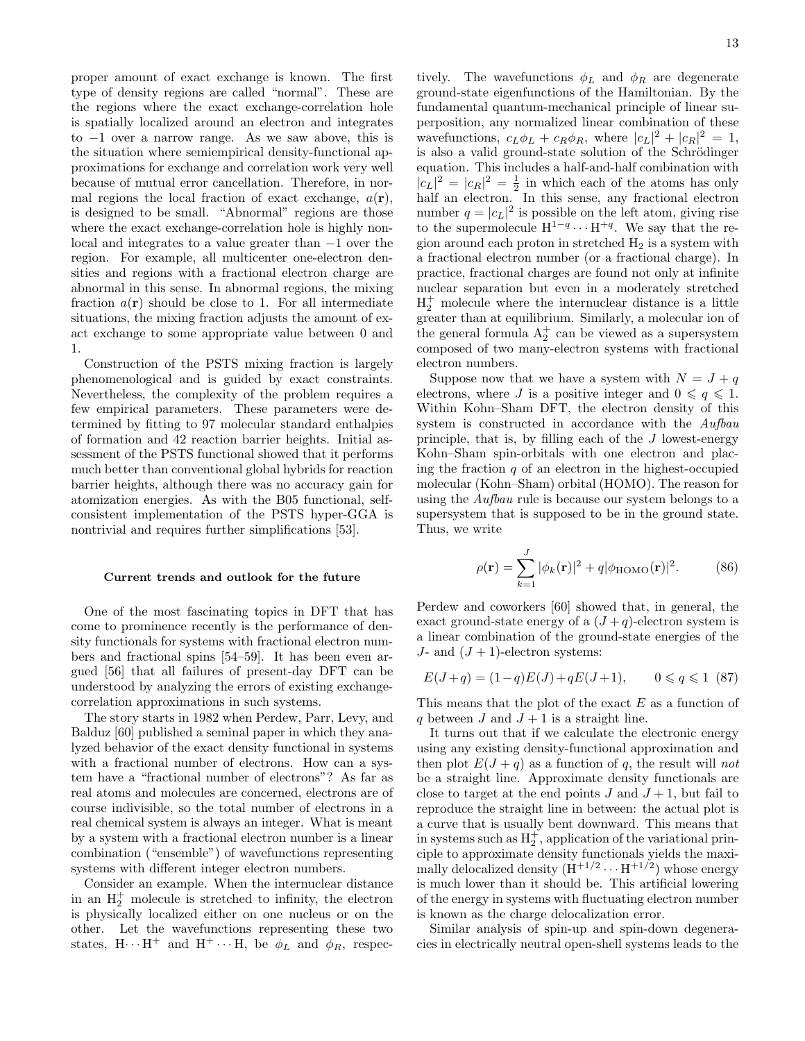proper amount of exact exchange is known. The first type of density regions are called "normal". These are the regions where the exact exchange-correlation hole is spatially localized around an electron and integrates to $-1$ over a narrow range. As we saw above, this is the situation where semiempirical density-functional approximations for exchange and correlation work very well because of mutual error cancellation. Therefore, in normal regions the local fraction of exact exchange, $a(\mathbf{r})$, is designed to be small. "Abnormal" regions are those where the exact exchange-correlation hole is highly nonlocal and integrates to a value greater than $-1$ over the region. For example, all multicenter one-electron densities and regions with a fractional electron charge are abnormal in this sense. In abnormal regions, the mixing fraction $a(\mathbf{r})$ should be close to 1. For all intermediate situations, the mixing fraction adjusts the amount of exact exchange to some appropriate value between 0 and 1.

Construction of the PSTS mixing fraction is largely phenomenological and is guided by exact constraints. Nevertheless, the complexity of the problem requires a few empirical parameters. These parameters were determined by fitting to 97 molecular standard enthalpies of formation and 42 reaction barrier heights. Initial assessment of the PSTS functional showed that it performs much better than conventional global hybrids for reaction barrier heights, although there was no accuracy gain for atomization energies. As with the B05 functional, self-consistent implementation of the PSTS hyper-GGA is nontrivial and requires further simplifications [53].

#### Current trends and outlook for the future

One of the most fascinating topics in DFT that has come to prominence recently is the performance of density functionals for systems with fractional electron numbers and fractional spins [54–59]. It has been even argued [56] that all failures of present-day DFT can be understood by analyzing the errors of existing exchange-correlation approximations in such systems.

The story starts in 1982 when Perdew, Parr, Levy, and Balduz [60] published a seminal paper in which they analyzed behavior of the exact density functional in systems with a fractional number of electrons. How can a system have a "fractional number of electrons"? As far as real atoms and molecules are concerned, electrons are of course indivisible, so the total number of electrons in a real chemical system is always an integer. What is meant by a system with a fractional electron number is a linear combination ("ensemble") of wavefunctions representing systems with different integer electron numbers.

Consider an example. When the internuclear distance in an $H_2^+$ molecule is stretched to infinity, the electron is physically localized either on one nucleus or on the other. Let the wavefunctions representing these two states, $H\cdots H^+$ and $H^+\cdots H$, be $\phi_L$ and $\phi_R$, respectively. The wavefunctions $\phi_L$ and $\phi_R$ are degenerate ground-state eigenfunctions of the Hamiltonian. By the fundamental quantum-mechanical principle of linear superposition, any normalized linear combination of these wavefunctions, $c_L\phi_L + c_R\phi_R$, where $|c_L|^2 + |c_R|^2 = 1$, is also a valid ground-state solution of the Schrödinger equation. This includes a half-and-half combination with $|c_L|^2 = |c_R|^2 = \frac{1}{2}$ in which each of the atoms has only half an electron. In this sense, any fractional electron number $q = |c_L|^2$ is possible on the left atom, giving rise to the supermolecule $H^{1-q}\cdots H^{+q}$. We say that the region around each proton in stretched $H_2$ is a system with a fractional electron number (or a fractional charge). In practice, fractional charges are found not only at infinite nuclear separation but even in a moderately stretched $H_2^+$ molecule where the internuclear distance is a little greater than at equilibrium. Similarly, a molecular ion of the general formula $A_2^+$ can be viewed as a supersystem composed of two many-electron systems with fractional electron numbers.

Suppose now that we have a system with $N = J + q$ electrons, where $J$ is a positive integer and $0 \leqslant q \leqslant 1$. Within Kohn–Sham DFT, the electron density of this system is constructed in accordance with the *Aufbau* principle, that is, by filling each of the $J$ lowest-energy Kohn–Sham spin-orbitals with one electron and placing the fraction $q$ of an electron in the highest-occupied molecular (Kohn–Sham) orbital (HOMO). The reason for using the *Aufbau* rule is because our system belongs to a supersystem that is supposed to be in the ground state. Thus, we write

$$\rho(\mathbf{r}) = \sum_{k=1}^{J} |\phi_k(\mathbf{r})|^2 + q|\phi_{\mathrm{HOMO}}(\mathbf{r})|^2. \qquad (86)$$

Perdew and coworkers [60] showed that, in general, the exact ground-state energy of a $(J+q)$-electron system is a linear combination of the ground-state energies of the $J$- and $(J+1)$-electron systems:

$$E(J+q) = (1-q)E(J) + qE(J+1), \qquad 0 \leqslant q \leqslant 1 \quad (87)$$

This means that the plot of the exact $E$ as a function of $q$ between $J$ and $J+1$ is a straight line.

It turns out that if we calculate the electronic energy using any existing density-functional approximation and then plot $E(J+q)$ as a function of $q$, the result will *not* be a straight line. Approximate density functionals are close to target at the end points $J$ and $J+1$, but fail to reproduce the straight line in between: the actual plot is a curve that is usually bent downward. This means that in systems such as $H_2^+$, application of the variational principle to approximate density functionals yields the maximally delocalized density ($H^{+1/2}\cdots H^{+1/2}$) whose energy is much lower than it should be. This artificial lowering of the energy in systems with fluctuating electron number is known as the charge delocalization error.

Similar analysis of spin-up and spin-down degeneracies in electrically neutral open-shell systems leads to the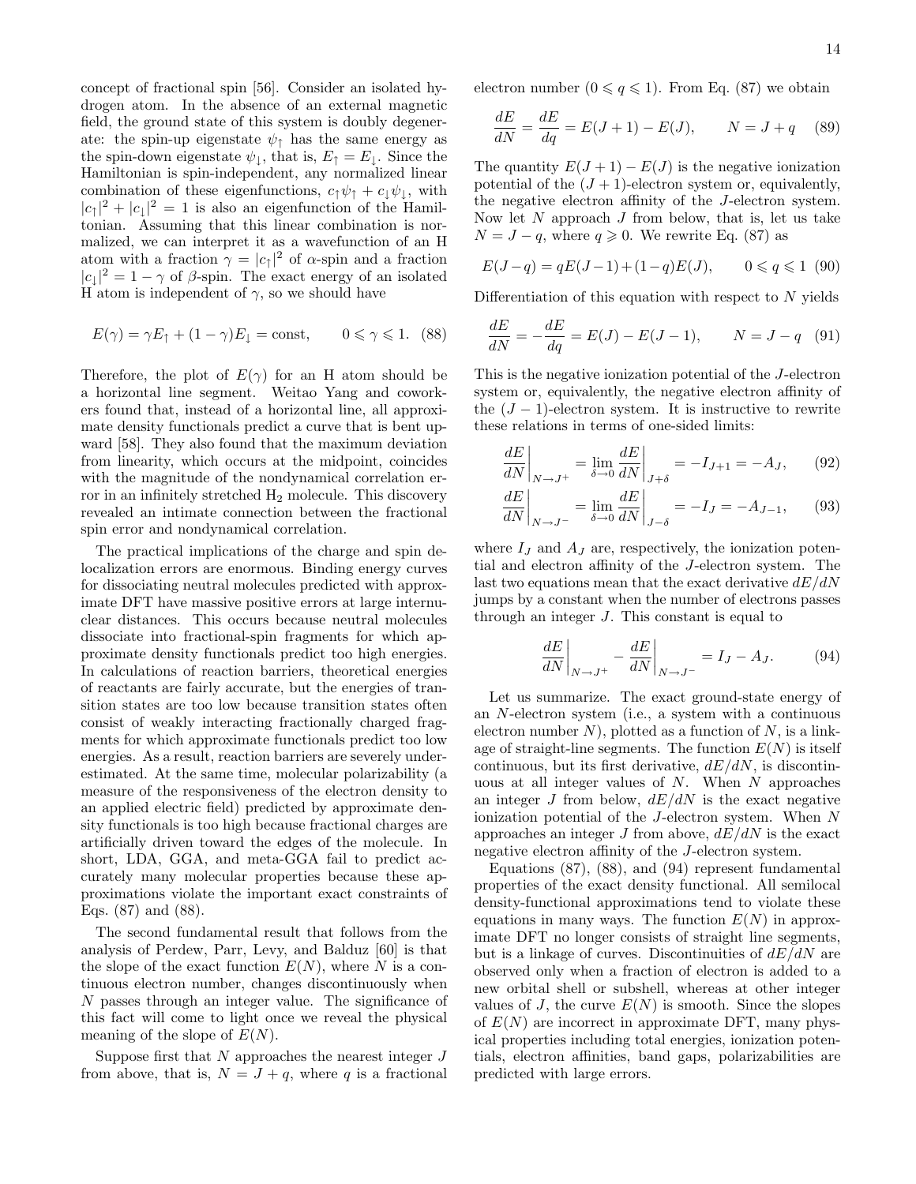concept of fractional spin [56]. Consider an isolated hydrogen atom. In the absence of an external magnetic field, the ground state of this system is doubly degenerate: the spin-up eigenstate $\psi_\uparrow$ has the same energy as the spin-down eigenstate $\psi_\downarrow$, that is, $E_\uparrow = E_\downarrow$. Since the Hamiltonian is spin-independent, any normalized linear combination of these eigenfunctions, $c_\uparrow\psi_\uparrow + c_\downarrow\psi_\downarrow$, with $|c_\uparrow|^2 + |c_\downarrow|^2 = 1$ is also an eigenfunction of the Hamiltonian. Assuming that this linear combination is normalized, we can interpret it as a wavefunction of an H atom with a fraction $\gamma = |c_\uparrow|^2$ of $\alpha$-spin and a fraction $|c_\downarrow|^2 = 1 - \gamma$ of $\beta$-spin. The exact energy of an isolated H atom is independent of $\gamma$, so we should have

$$E(\gamma) = \gamma E_\uparrow + (1-\gamma)E_\downarrow = \text{const}, \qquad 0 \leqslant \gamma \leqslant 1. \quad (88)$$

Therefore, the plot of $E(\gamma)$ for an H atom should be a horizontal line segment. Weitao Yang and coworkers found that, instead of a horizontal line, all approximate density functionals predict a curve that is bent upward [58]. They also found that the maximum deviation from linearity, which occurs at the midpoint, coincides with the magnitude of the nondynamical correlation error in an infinitely stretched $H_2$ molecule. This discovery revealed an intimate connection between the fractional spin error and nondynamical correlation.

The practical implications of the charge and spin delocalization errors are enormous. Binding energy curves for dissociating neutral molecules predicted with approximate DFT have massive positive errors at large internuclear distances. This occurs because neutral molecules dissociate into fractional-spin fragments for which approximate density functionals predict too high energies. In calculations of reaction barriers, theoretical energies of reactants are fairly accurate, but the energies of transition states are too low because transition states often consist of weakly interacting fractionally charged fragments for which approximate functionals predict too low energies. As a result, reaction barriers are severely underestimated. At the same time, molecular polarizability (a measure of the responsiveness of the electron density to an applied electric field) predicted by approximate density functionals is too high because fractional charges are artificially driven toward the edges of the molecule. In short, LDA, GGA, and meta-GGA fail to predict accurately many molecular properties because these approximations violate the important exact constraints of Eqs. (87) and (88).

The second fundamental result that follows from the analysis of Perdew, Parr, Levy, and Balduz [60] is that the slope of the exact function $E(N)$, where $N$ is a continuous electron number, changes discontinuously when $N$ passes through an integer value. The significance of this fact will come to light once we reveal the physical meaning of the slope of $E(N)$.

Suppose first that $N$ approaches the nearest integer $J$ from above, that is, $N = J + q$, where $q$ is a fractional electron number ($0 \leqslant q \leqslant 1$). From Eq. (87) we obtain

$$\frac{dE}{dN} = \frac{dE}{dq} = E(J+1) - E(J), \qquad N = J + q \quad (89)$$

The quantity $E(J+1) - E(J)$ is the negative ionization potential of the $(J+1)$-electron system or, equivalently, the negative electron affinity of the $J$-electron system. Now let $N$ approach $J$ from below, that is, let us take $N = J - q$, where $q \geqslant 0$. We rewrite Eq. (87) as

$$E(J-q) = qE(J-1) + (1-q)E(J), \qquad 0 \leqslant q \leqslant 1 \quad (90)$$

Differentiation of this equation with respect to $N$ yields

$$\frac{dE}{dN} = -\frac{dE}{dq} = E(J) - E(J-1), \qquad N = J - q \quad (91)$$

This is the negative ionization potential of the $J$-electron system or, equivalently, the negative electron affinity of the $(J-1)$-electron system. It is instructive to rewrite these relations in terms of one-sided limits:

$$\left.\frac{dE}{dN}\right|_{N\to J^+} = \lim_{\delta\to 0}\left.\frac{dE}{dN}\right|_{J+\delta} = -I_{J+1} = -A_J, \quad (92)$$

$$\left.\frac{dE}{dN}\right|_{N\to J^-} = \lim_{\delta\to 0}\left.\frac{dE}{dN}\right|_{J-\delta} = -I_J = -A_{J-1}, \quad (93)$$

where $I_J$ and $A_J$ are, respectively, the ionization potential and electron affinity of the $J$-electron system. The last two equations mean that the exact derivative $dE/dN$ jumps by a constant when the number of electrons passes through an integer $J$. This constant is equal to

$$\left.\frac{dE}{dN}\right|_{N\to J^+} - \left.\frac{dE}{dN}\right|_{N\to J^-} = I_J - A_J. \quad (94)$$

Let us summarize. The exact ground-state energy of an $N$-electron system (i.e., a system with a continuous electron number $N$), plotted as a function of $N$, is a linkage of straight-line segments. The function $E(N)$ is itself continuous, but its first derivative, $dE/dN$, is discontinuous at all integer values of $N$. When $N$ approaches an integer $J$ from below, $dE/dN$ is the exact negative ionization potential of the $J$-electron system. When $N$ approaches an integer $J$ from above, $dE/dN$ is the exact negative electron affinity of the $J$-electron system.

Equations (87), (88), and (94) represent fundamental properties of the exact density functional. All semilocal density-functional approximations tend to violate these equations in many ways. The function $E(N)$ in approximate DFT no longer consists of straight line segments, but is a linkage of curves. Discontinuities of $dE/dN$ are observed only when a fraction of electron is added to a new orbital shell or subshell, whereas at other integer values of $J$, the curve $E(N)$ is smooth. Since the slopes of $E(N)$ are incorrect in approximate DFT, many physical properties including total energies, ionization potentials, electron affinities, band gaps, polarizabilities are predicted with large errors.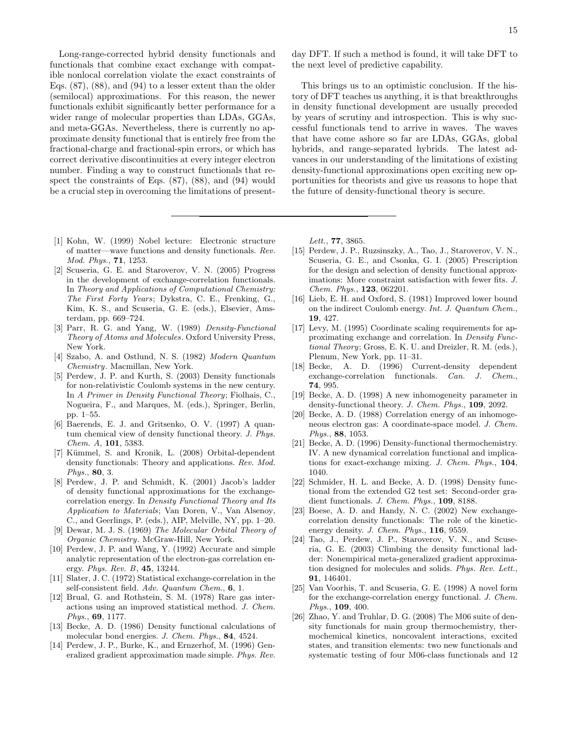Long-range-corrected hybrid density functionals and functionals that combine exact exchange with compatible nonlocal correlation violate the exact constraints of Eqs. (87), (88), and (94) to a lesser extent than the older (semilocal) approximations. For this reason, the newer functionals exhibit significantly better performance for a wider range of molecular properties than LDAs, GGAs, and meta-GGAs. Nevertheless, there is currently no approximate density functional that is entirely free from the fractional-charge and fractional-spin errors, or which has correct derivative discontinuities at every integer electron number. Finding a way to construct functionals that respect the constraints of Eqs. (87), (88), and (94) would be a crucial step in overcoming the limitations of present-day DFT. If such a method is found, it will take DFT to the next level of predictive capability.

This brings us to an optimistic conclusion. If the history of DFT teaches us anything, it is that breakthroughs in density functional development are usually preceded by years of scrutiny and introspection. This is why successful functionals tend to arrive in waves. The waves that have come ashore so far are LDAs, GGAs, global hybrids, and range-separated hybrids. The latest advances in our understanding of the limitations of existing density-functional approximations open exciting new opportunities for theorists and give us reasons to hope that the future of density-functional theory is secure.

---

[1] Kohn, W. (1999) Nobel lecture: Electronic structure of matter—wave functions and density functionals. *Rev. Mod. Phys.*, **71**, 1253.

[2] Scuseria, G. E. and Staroverov, V. N. (2005) Progress in the development of exchange-correlation functionals. In *Theory and Applications of Computational Chemistry: The First Forty Years*; Dykstra, C. E., Frenking, G., Kim, K. S., and Scuseria, G. E. (eds.), Elsevier, Amsterdam, pp. 669–724.

[3] Parr, R. G. and Yang, W. (1989) *Density-Functional Theory of Atoms and Molecules*. Oxford University Press, New York.

[4] Szabo, A. and Ostlund, N. S. (1982) *Modern Quantum Chemistry*. Macmillan, New York.

[5] Perdew, J. P. and Kurth, S. (2003) Density functionals for non-relativistic Coulomb systems in the new century. In *A Primer in Density Functional Theory*; Fiolhais, C., Nogueira, F., and Marques, M. (eds.), Springer, Berlin, pp. 1–55.

[6] Baerends, E. J. and Gritsenko, O. V. (1997) A quantum chemical view of density functional theory. *J. Phys. Chem. A*, **101**, 5383.

[7] Kümmel, S. and Kronik, L. (2008) Orbital-dependent density functionals: Theory and applications. *Rev. Mod. Phys.*, **80**, 3.

[8] Perdew, J. P. and Schmidt, K. (2001) Jacob's ladder of density functional approximations for the exchange-correlation energy. In *Density Functional Theory and Its Application to Materials*; Van Doren, V., Van Alsenoy, C., and Geerlings, P. (eds.), AIP, Melville, NY, pp. 1–20.

[9] Dewar, M. J. S. (1969) *The Molecular Orbital Theory of Organic Chemistry*. McGraw-Hill, New York.

[10] Perdew, J. P. and Wang, Y. (1992) Accurate and simple analytic representation of the electron-gas correlation energy. *Phys. Rev. B*, **45**, 13244.

[11] Slater, J. C. (1972) Statistical exchange-correlation in the self-consistent field. *Adv. Quantum Chem.*, **6**, 1.

[12] Brual, G. and Rothstein, S. M. (1978) Rare gas interactions using an improved statistical method. *J. Chem. Phys.*, **69**, 1177.

[13] Becke, A. D. (1986) Density functional calculations of molecular bond energies. *J. Chem. Phys.*, **84**, 4524.

[14] Perdew, J. P., Burke, K., and Ernzerhof, M. (1996) Generalized gradient approximation made simple. *Phys. Rev. Lett.*, **77**, 3865.

[15] Perdew, J. P., Ruzsinszky, A., Tao, J., Staroverov, V. N., Scuseria, G. E., and Csonka, G. I. (2005) Prescription for the design and selection of density functional approximations: More constraint satisfaction with fewer fits. *J. Chem. Phys.*, **123**, 062201.

[16] Lieb, E. H. and Oxford, S. (1981) Improved lower bound on the indirect Coulomb energy. *Int. J. Quantum Chem.*, **19**, 427.

[17] Levy, M. (1995) Coordinate scaling requirements for approximating exchange and correlation. In *Density Functional Theory*; Gross, E. K. U. and Dreizler, R. M. (eds.), Plenum, New York, pp. 11–31.

[18] Becke, A. D. (1996) Current-density dependent exchange-correlation functionals. *Can. J. Chem.*, **74**, 995.

[19] Becke, A. D. (1998) A new inhomogeneity parameter in density-functional theory. *J. Chem. Phys.*, **109**, 2092.

[20] Becke, A. D. (1988) Correlation energy of an inhomogeneous electron gas: A coordinate-space model. *J. Chem. Phys.*, **88**, 1053.

[21] Becke, A. D. (1996) Density-functional thermochemistry. IV. A new dynamical correlation functional and implications for exact-exchange mixing. *J. Chem. Phys.*, **104**, 1040.

[22] Schmider, H. L. and Becke, A. D. (1998) Density functional from the extended G2 test set: Second-order gradient functionals. *J. Chem. Phys.*, **109**, 8188.

[23] Boese, A. D. and Handy, N. C. (2002) New exchange-correlation density functionals: The role of the kinetic-energy density. *J. Chem. Phys.*, **116**, 9559.

[24] Tao, J., Perdew, J. P., Staroverov, V. N., and Scuseria, G. E. (2003) Climbing the density functional ladder: Nonempirical meta-generalized gradient approximation designed for molecules and solids. *Phys. Rev. Lett.*, **91**, 146401.

[25] Van Voorhis, T. and Scuseria, G. E. (1998) A novel form for the exchange-correlation energy functional. *J. Chem. Phys.*, **109**, 400.

[26] Zhao, Y. and Truhlar, D. G. (2008) The M06 suite of density functionals for main group thermochemistry, thermochemical kinetics, noncovalent interactions, excited states, and transition elements: two new functionals and systematic testing of four M06-class functionals and 12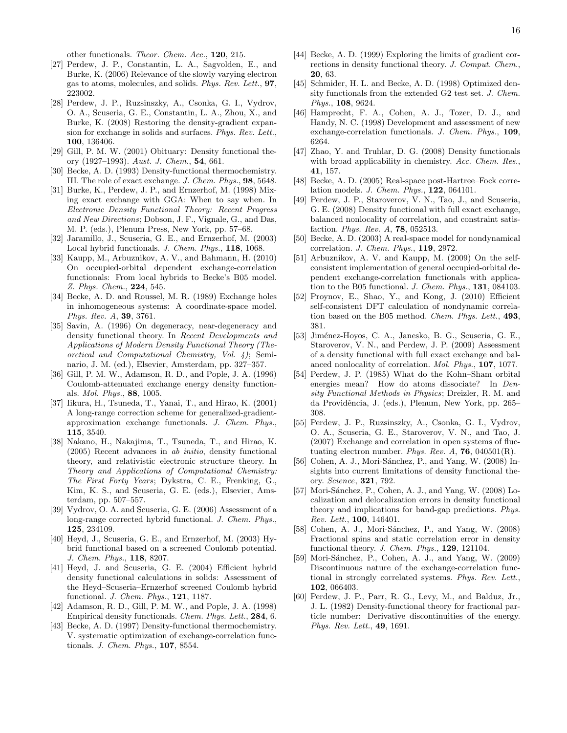other functionals. *Theor. Chem. Acc.*, **120**, 215.

[27] Perdew, J. P., Constantin, L. A., Sagvolden, E., and Burke, K. (2006) Relevance of the slowly varying electron gas to atoms, molecules, and solids. *Phys. Rev. Lett.*, **97**, 223002.

[28] Perdew, J. P., Ruzsinszky, A., Csonka, G. I., Vydrov, O. A., Scuseria, G. E., Constantin, L. A., Zhou, X., and Burke, K. (2008) Restoring the density-gradient expansion for exchange in solids and surfaces. *Phys. Rev. Lett.*, **100**, 136406.

[29] Gill, P. M. W. (2001) Obituary: Density functional theory (1927–1993). *Aust. J. Chem.*, **54**, 661.

[30] Becke, A. D. (1993) Density-functional thermochemistry. III. The role of exact exchange. *J. Chem. Phys.*, **98**, 5648.

[31] Burke, K., Perdew, J. P., and Ernzerhof, M. (1998) Mixing exact exchange with GGA: When to say when. In *Electronic Density Functional Theory: Recent Progress and New Directions*; Dobson, J. F., Vignale, G., and Das, M. P. (eds.), Plenum Press, New York, pp. 57–68.

[32] Jaramillo, J., Scuseria, G. E., and Ernzerhof, M. (2003) Local hybrid functionals. *J. Chem. Phys.*, **118**, 1068.

[33] Kaupp, M., Arbuznikov, A. V., and Bahmann, H. (2010) On occupied-orbital dependent exchange-correlation functionals: From local hybrids to Becke's B05 model. *Z. Phys. Chem.*, **224**, 545.

[34] Becke, A. D. and Roussel, M. R. (1989) Exchange holes in inhomogeneous systems: A coordinate-space model. *Phys. Rev. A*, **39**, 3761.

[35] Savin, A. (1996) On degeneracy, near-degeneracy and density functional theory. In *Recent Developments and Applications of Modern Density Functional Theory (Theoretical and Computational Chemistry, Vol. 4)*; Seminario, J. M. (ed.), Elsevier, Amsterdam, pp. 327–357.

[36] Gill, P. M. W., Adamson, R. D., and Pople, J. A. (1996) Coulomb-attenuated exchange energy density functionals. *Mol. Phys.*, **88**, 1005.

[37] Iikura, H., Tsuneda, T., Yanai, T., and Hirao, K. (2001) A long-range correction scheme for generalized-gradient-approximation exchange functionals. *J. Chem. Phys.*, **115**, 3540.

[38] Nakano, H., Nakajima, T., Tsuneda, T., and Hirao, K. (2005) Recent advances in *ab initio*, density functional theory, and relativistic electronic structure theory. In *Theory and Applications of Computational Chemistry: The First Forty Years*; Dykstra, C. E., Frenking, G., Kim, K. S., and Scuseria, G. E. (eds.), Elsevier, Amsterdam, pp. 507–557.

[39] Vydrov, O. A. and Scuseria, G. E. (2006) Assessment of a long-range corrected hybrid functional. *J. Chem. Phys.*, **125**, 234109.

[40] Heyd, J., Scuseria, G. E., and Ernzerhof, M. (2003) Hybrid functional based on a screened Coulomb potential. *J. Chem. Phys.*, **118**, 8207.

[41] Heyd, J. and Scuseria, G. E. (2004) Efficient hybrid density functional calculations in solids: Assessment of the Heyd–Scuseria–Ernzerhof screened Coulomb hybrid functional. *J. Chem. Phys.*, **121**, 1187.

[42] Adamson, R. D., Gill, P. M. W., and Pople, J. A. (1998) Empirical density functionals. *Chem. Phys. Lett.*, **284**, 6.

[43] Becke, A. D. (1997) Density-functional thermochemistry. V. systematic optimization of exchange-correlation functionals. *J. Chem. Phys.*, **107**, 8554.

[44] Becke, A. D. (1999) Exploring the limits of gradient corrections in density functional theory. *J. Comput. Chem.*, **20**, 63.

[45] Schmider, H. L. and Becke, A. D. (1998) Optimized density functionals from the extended G2 test set. *J. Chem. Phys.*, **108**, 9624.

[46] Hamprecht, F. A., Cohen, A. J., Tozer, D. J., and Handy, N. C. (1998) Development and assessment of new exchange-correlation functionals. *J. Chem. Phys.*, **109**, 6264.

[47] Zhao, Y. and Truhlar, D. G. (2008) Density functionals with broad applicability in chemistry. *Acc. Chem. Res.*, **41**, 157.

[48] Becke, A. D. (2005) Real-space post-Hartree–Fock correlation models. *J. Chem. Phys.*, **122**, 064101.

[49] Perdew, J. P., Staroverov, V. N., Tao, J., and Scuseria, G. E. (2008) Density functional with full exact exchange, balanced nonlocality of correlation, and constraint satisfaction. *Phys. Rev. A*, **78**, 052513.

[50] Becke, A. D. (2003) A real-space model for nondynamical correlation. *J. Chem. Phys.*, **119**, 2972.

[51] Arbuznikov, A. V. and Kaupp, M. (2009) On the self-consistent implementation of general occupied-orbital dependent exchange-correlation functionals with application to the B05 functional. *J. Chem. Phys.*, **131**, 084103.

[52] Proynov, E., Shao, Y., and Kong, J. (2010) Efficient self-consistent DFT calculation of nondynamic correlation based on the B05 method. *Chem. Phys. Lett.*, **493**, 381.

[53] Jiménez-Hoyos, C. A., Janesko, B. G., Scuseria, G. E., Staroverov, V. N., and Perdew, J. P. (2009) Assessment of a density functional with full exact exchange and balanced nonlocality of correlation. *Mol. Phys.*, **107**, 1077.

[54] Perdew, J. P. (1985) What do the Kohn–Sham orbital energies mean? How do atoms dissociate? In *Density Functional Methods in Physics*; Dreizler, R. M. and da Providência, J. (eds.), Plenum, New York, pp. 265–308.

[55] Perdew, J. P., Ruzsinszky, A., Csonka, G. I., Vydrov, O. A., Scuseria, G. E., Staroverov, V. N., and Tao, J. (2007) Exchange and correlation in open systems of fluctuating electron number. *Phys. Rev. A*, **76**, 040501(R).

[56] Cohen, A. J., Mori-Sánchez, P., and Yang, W. (2008) Insights into current limitations of density functional theory. *Science*, **321**, 792.

[57] Mori-Sánchez, P., Cohen, A. J., and Yang, W. (2008) Localization and delocalization errors in density functional theory and implications for band-gap predictions. *Phys. Rev. Lett.*, **100**, 146401.

[58] Cohen, A. J., Mori-Sánchez, P., and Yang, W. (2008) Fractional spins and static correlation error in density functional theory. *J. Chem. Phys.*, **129**, 121104.

[59] Mori-Sánchez, P., Cohen, A. J., and Yang, W. (2009) Discontinuous nature of the exchange-correlation functional in strongly correlated systems. *Phys. Rev. Lett.*, **102**, 066403.

[60] Perdew, J. P., Parr, R. G., Levy, M., and Balduz, Jr., J. L. (1982) Density-functional theory for fractional particle number: Derivative discontinuities of the energy. *Phys. Rev. Lett.*, **49**, 1691.